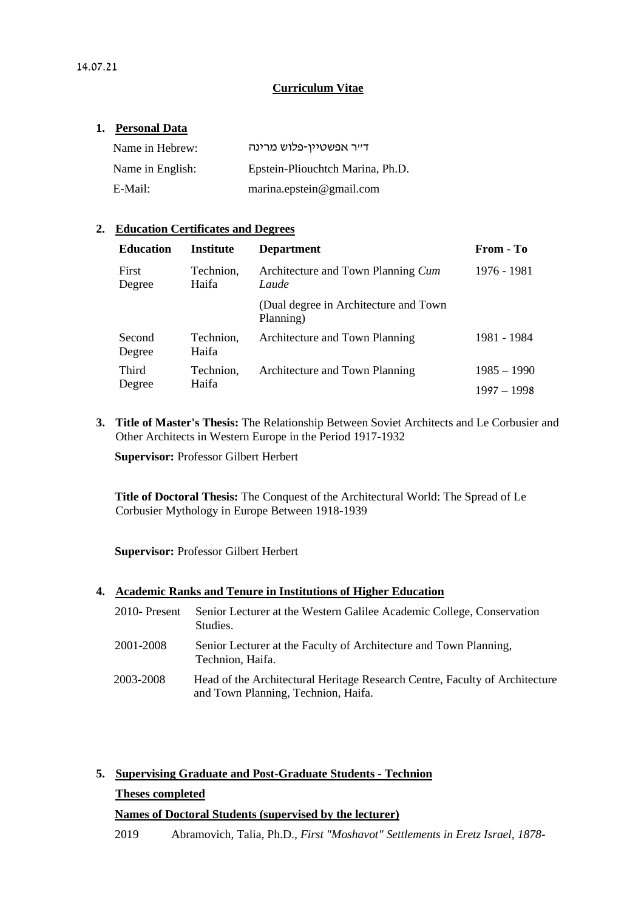14.07.21

# Curriculum Vitae

## 1. Personal Data

| | |
|---|---|
| Name in Hebrew: | ד"ר אפשטיין-פלוש מרינה |
| Name in English: | Epstein-Pliouchtch Marina, Ph.D. |
| E-Mail: | marina.epstein@gmail.com |

## 2. Education Certificates and Degrees

| Education | Institute | Department | From - To |
|---|---|---|---|
| First Degree | Technion, Haifa | Architecture and Town Planning *Cum Laude* | 1976 - 1981 |
| | | (Dual degree in Architecture and Town Planning) | |
| Second Degree | Technion, Haifa | Architecture and Town Planning | 1981 - 1984 |
| Third Degree | Technion, Haifa | Architecture and Town Planning | 1985 – 1990<br>1997 – 1998 |

## 3. **Title of Master's Thesis:** The Relationship Between Soviet Architects and Le Corbusier and Other Architects in Western Europe in the Period 1917-1932

**Supervisor:** Professor Gilbert Herbert

**Title of Doctoral Thesis:** The Conquest of the Architectural World: The Spread of Le Corbusier Mythology in Europe Between 1918-1939

**Supervisor:** Professor Gilbert Herbert

## 4. Academic Ranks and Tenure in Institutions of Higher Education

| | |
|---|---|
| 2010- Present | Senior Lecturer at the Western Galilee Academic College, Conservation Studies. |
| 2001-2008 | Senior Lecturer at the Faculty of Architecture and Town Planning, Technion, Haifa. |
| 2003-2008 | Head of the Architectural Heritage Research Centre, Faculty of Architecture and Town Planning, Technion, Haifa. |

## 5. Supervising Graduate and Post-Graduate Students - Technion

**Theses completed**

**Names of Doctoral Students (supervised by the lecturer)**

2019 Abramovich, Talia, Ph.D., *First "Moshavot" Settlements in Eretz Israel, 1878-*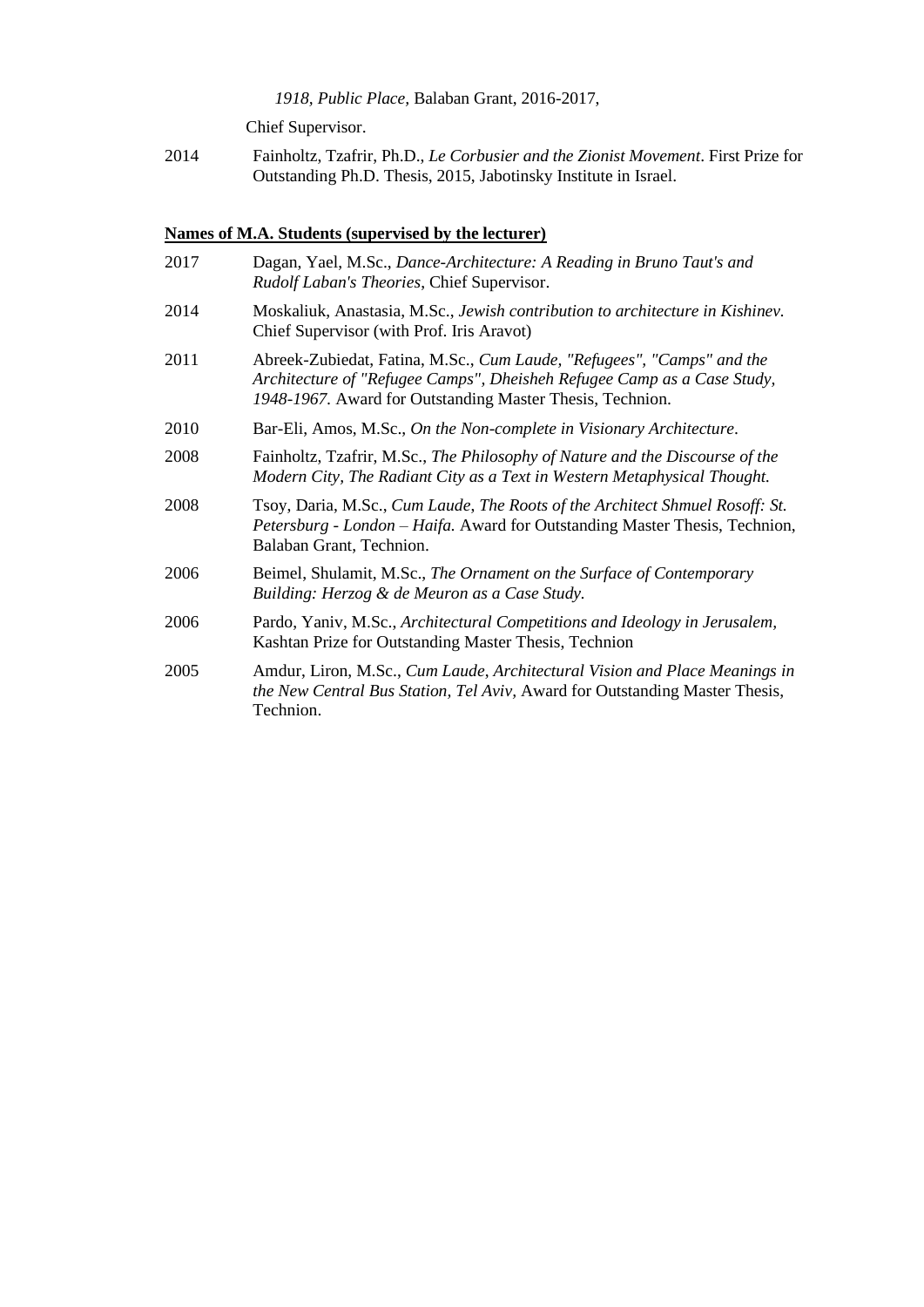*1918, Public Place,* Balaban Grant, 2016-2017,

Chief Supervisor.

2014 Fainholtz, Tzafrir, Ph.D., *Le Corbusier and the Zionist Movement*. First Prize for Outstanding Ph.D. Thesis, 2015, Jabotinsky Institute in Israel.

**Names of M.A. Students (supervised by the lecturer)**

2017 Dagan, Yael, M.Sc., *Dance-Architecture: A Reading in Bruno Taut's and Rudolf Laban's Theories*, Chief Supervisor.

2014 Moskaliuk, Anastasia, M.Sc., *Jewish contribution to architecture in Kishinev.* Chief Supervisor (with Prof. Iris Aravot)

2011 Abreek-Zubiedat, Fatina, M.Sc., *Cum Laude, "Refugees", "Camps" and the Architecture of "Refugee Camps", Dheisheh Refugee Camp as a Case Study, 1948-1967.* Award for Outstanding Master Thesis, Technion.

2010 Bar-Eli, Amos, M.Sc., *On the Non-complete in Visionary Architecture*.

2008 Fainholtz, Tzafrir, M.Sc., *The Philosophy of Nature and the Discourse of the Modern City, The Radiant City as a Text in Western Metaphysical Thought.*

2008 Tsoy, Daria, M.Sc., *Cum Laude, The Roots of the Architect Shmuel Rosoff: St. Petersburg - London – Haifa.* Award for Outstanding Master Thesis, Technion, Balaban Grant, Technion.

2006 Beimel, Shulamit, M.Sc., *The Ornament on the Surface of Contemporary Building: Herzog & de Meuron as a Case Study.*

2006 Pardo, Yaniv, M.Sc., *Architectural Competitions and Ideology in Jerusalem,* Kashtan Prize for Outstanding Master Thesis, Technion

2005 Amdur, Liron, M.Sc., *Cum Laude*, *Architectural Vision and Place Meanings in the New Central Bus Station, Tel Aviv*, Award for Outstanding Master Thesis, Technion.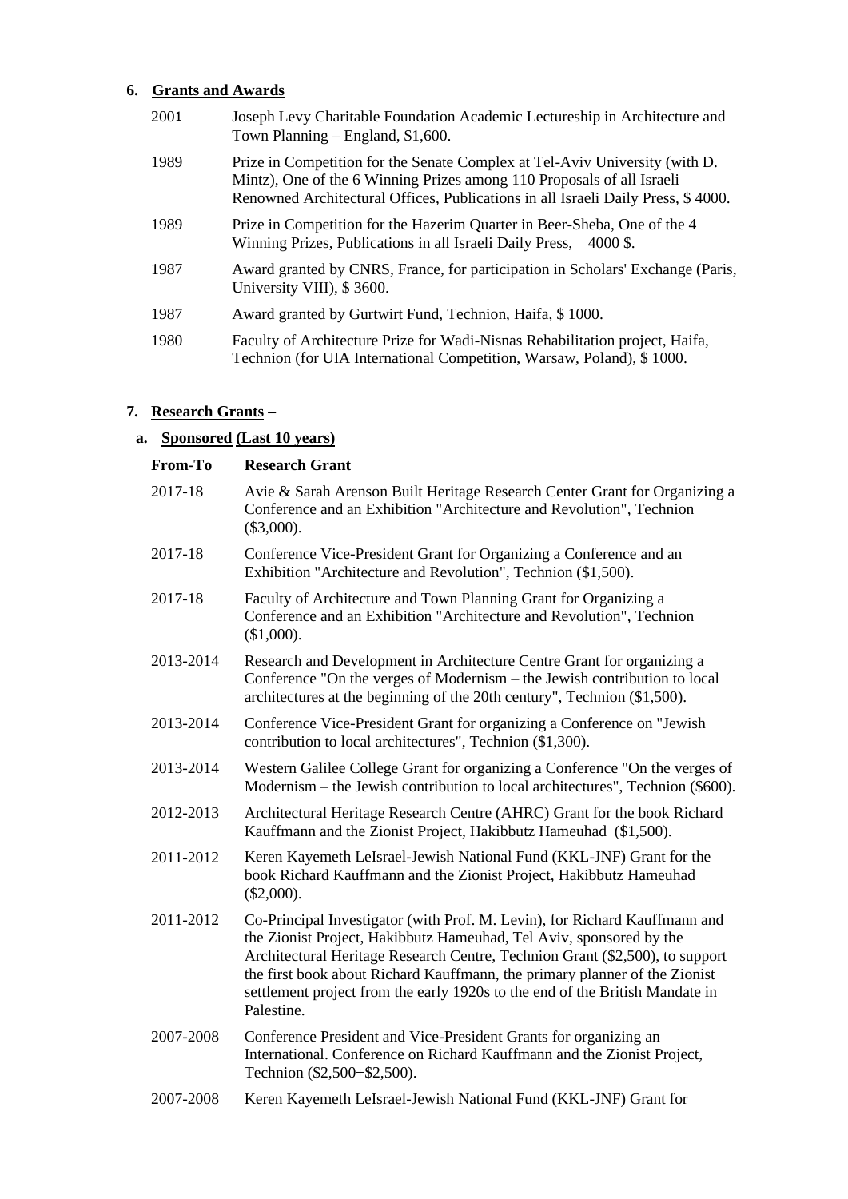## 6. Grants and Awards

| | |
|---|---|
| 2001 | Joseph Levy Charitable Foundation Academic Lectureship in Architecture and Town Planning – England, $1,600. |
| 1989 | Prize in Competition for the Senate Complex at Tel-Aviv University (with D. Mintz), One of the 6 Winning Prizes among 110 Proposals of all Israeli Renowned Architectural Offices, Publications in all Israeli Daily Press, $ 4000. |
| 1989 | Prize in Competition for the Hazerim Quarter in Beer-Sheba, One of the 4 Winning Prizes, Publications in all Israeli Daily Press, 4000 $. |
| 1987 | Award granted by CNRS, France, for participation in Scholars' Exchange (Paris, University VIII), $ 3600. |
| 1987 | Award granted by Gurtwirt Fund, Technion, Haifa, $ 1000. |
| 1980 | Faculty of Architecture Prize for Wadi-Nisnas Rehabilitation project, Haifa, Technion (for UIA International Competition, Warsaw, Poland), $ 1000. |

## 7. Research Grants –

### a. Sponsored (Last 10 years)

| From-To | Research Grant |
|---|---|
| 2017-18 | Avie & Sarah Arenson Built Heritage Research Center Grant for Organizing a Conference and an Exhibition "Architecture and Revolution", Technion ($3,000). |
| 2017-18 | Conference Vice-President Grant for Organizing a Conference and an Exhibition "Architecture and Revolution", Technion ($1,500). |
| 2017-18 | Faculty of Architecture and Town Planning Grant for Organizing a Conference and an Exhibition "Architecture and Revolution", Technion ($1,000). |
| 2013-2014 | Research and Development in Architecture Centre Grant for organizing a Conference "On the verges of Modernism – the Jewish contribution to local architectures at the beginning of the 20th century", Technion ($1,500). |
| 2013-2014 | Conference Vice-President Grant for organizing a Conference on "Jewish contribution to local architectures", Technion ($1,300). |
| 2013-2014 | Western Galilee College Grant for organizing a Conference "On the verges of Modernism – the Jewish contribution to local architectures", Technion ($600). |
| 2012-2013 | Architectural Heritage Research Centre (AHRC) Grant for the book Richard Kauffmann and the Zionist Project, Hakibbutz Hameuhad ($1,500). |
| 2011-2012 | Keren Kayemeth LeIsrael-Jewish National Fund (KKL-JNF) Grant for the book Richard Kauffmann and the Zionist Project, Hakibbutz Hameuhad ($2,000). |
| 2011-2012 | Co-Principal Investigator (with Prof. M. Levin), for Richard Kauffmann and the Zionist Project, Hakibbutz Hameuhad, Tel Aviv, sponsored by the Architectural Heritage Research Centre, Technion Grant ($2,500), to support the first book about Richard Kauffmann, the primary planner of the Zionist settlement project from the early 1920s to the end of the British Mandate in Palestine. |
| 2007-2008 | Conference President and Vice-President Grants for organizing an International. Conference on Richard Kauffmann and the Zionist Project, Technion ($2,500+$2,500). |
| 2007-2008 | Keren Kayemeth LeIsrael-Jewish National Fund (KKL-JNF) Grant for |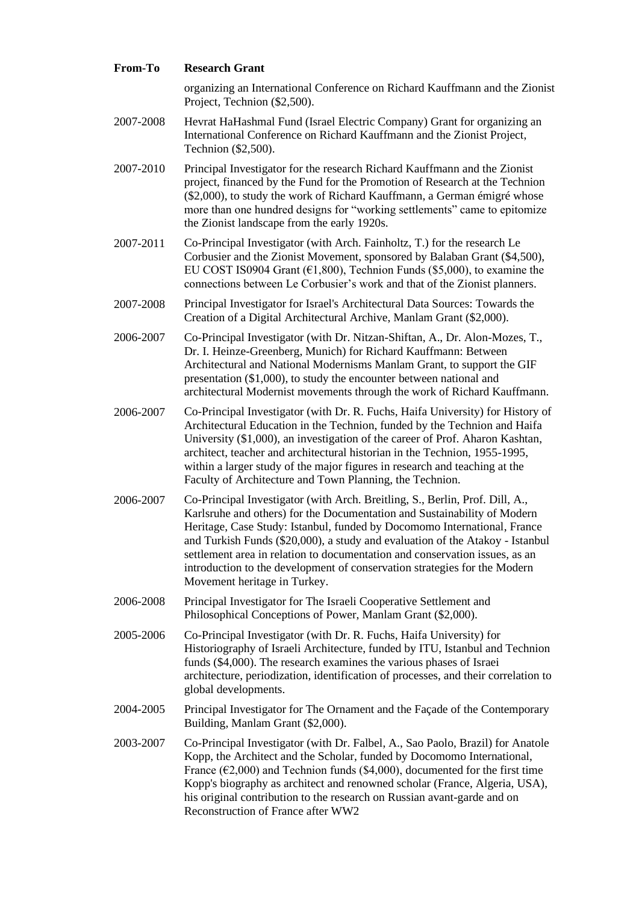| From-To | Research Grant |
|---|---|
| | organizing an International Conference on Richard Kauffmann and the Zionist Project, Technion ($2,500). |
| 2007-2008 | Hevrat HaHashmal Fund (Israel Electric Company) Grant for organizing an International Conference on Richard Kauffmann and the Zionist Project, Technion ($2,500). |
| 2007-2010 | Principal Investigator for the research Richard Kauffmann and the Zionist project, financed by the Fund for the Promotion of Research at the Technion ($2,000), to study the work of Richard Kauffmann, a German émigré whose more than one hundred designs for "working settlements" came to epitomize the Zionist landscape from the early 1920s. |
| 2007-2011 | Co-Principal Investigator (with Arch. Fainholtz, T.) for the research Le Corbusier and the Zionist Movement, sponsored by Balaban Grant ($4,500), EU COST IS0904 Grant (€1,800), Technion Funds ($5,000), to examine the connections between Le Corbusier's work and that of the Zionist planners. |
| 2007-2008 | Principal Investigator for Israel's Architectural Data Sources: Towards the Creation of a Digital Architectural Archive, Manlam Grant ($2,000). |
| 2006-2007 | Co-Principal Investigator (with Dr. Nitzan-Shiftan, A., Dr. Alon-Mozes, T., Dr. I. Heinze-Greenberg, Munich) for Richard Kauffmann: Between Architectural and National Modernisms Manlam Grant, to support the GIF presentation ($1,000), to study the encounter between national and architectural Modernist movements through the work of Richard Kauffmann. |
| 2006-2007 | Co-Principal Investigator (with Dr. R. Fuchs, Haifa University) for History of Architectural Education in the Technion, funded by the Technion and Haifa University ($1,000), an investigation of the career of Prof. Aharon Kashtan, architect, teacher and architectural historian in the Technion, 1955-1995, within a larger study of the major figures in research and teaching at the Faculty of Architecture and Town Planning, the Technion. |
| 2006-2007 | Co-Principal Investigator (with Arch. Breitling, S., Berlin, Prof. Dill, A., Karlsruhe and others) for the Documentation and Sustainability of Modern Heritage, Case Study: Istanbul, funded by Docomomo International, France and Turkish Funds ($20,000), a study and evaluation of the Atakoy - Istanbul settlement area in relation to documentation and conservation issues, as an introduction to the development of conservation strategies for the Modern Movement heritage in Turkey. |
| 2006-2008 | Principal Investigator for The Israeli Cooperative Settlement and Philosophical Conceptions of Power, Manlam Grant ($2,000). |
| 2005-2006 | Co-Principal Investigator (with Dr. R. Fuchs, Haifa University) for Historiography of Israeli Architecture, funded by ITU, Istanbul and Technion funds ($4,000). The research examines the various phases of Israei architecture, periodization, identification of processes, and their correlation to global developments. |
| 2004-2005 | Principal Investigator for The Ornament and the Façade of the Contemporary Building, Manlam Grant ($2,000). |
| 2003-2007 | Co-Principal Investigator (with Dr. Falbel, A., Sao Paolo, Brazil) for Anatole Kopp, the Architect and the Scholar, funded by Docomomo International, France (€2,000) and Technion funds ($4,000), documented for the first time Kopp's biography as architect and renowned scholar (France, Algeria, USA), his original contribution to the research on Russian avant-garde and on Reconstruction of France after WW2 |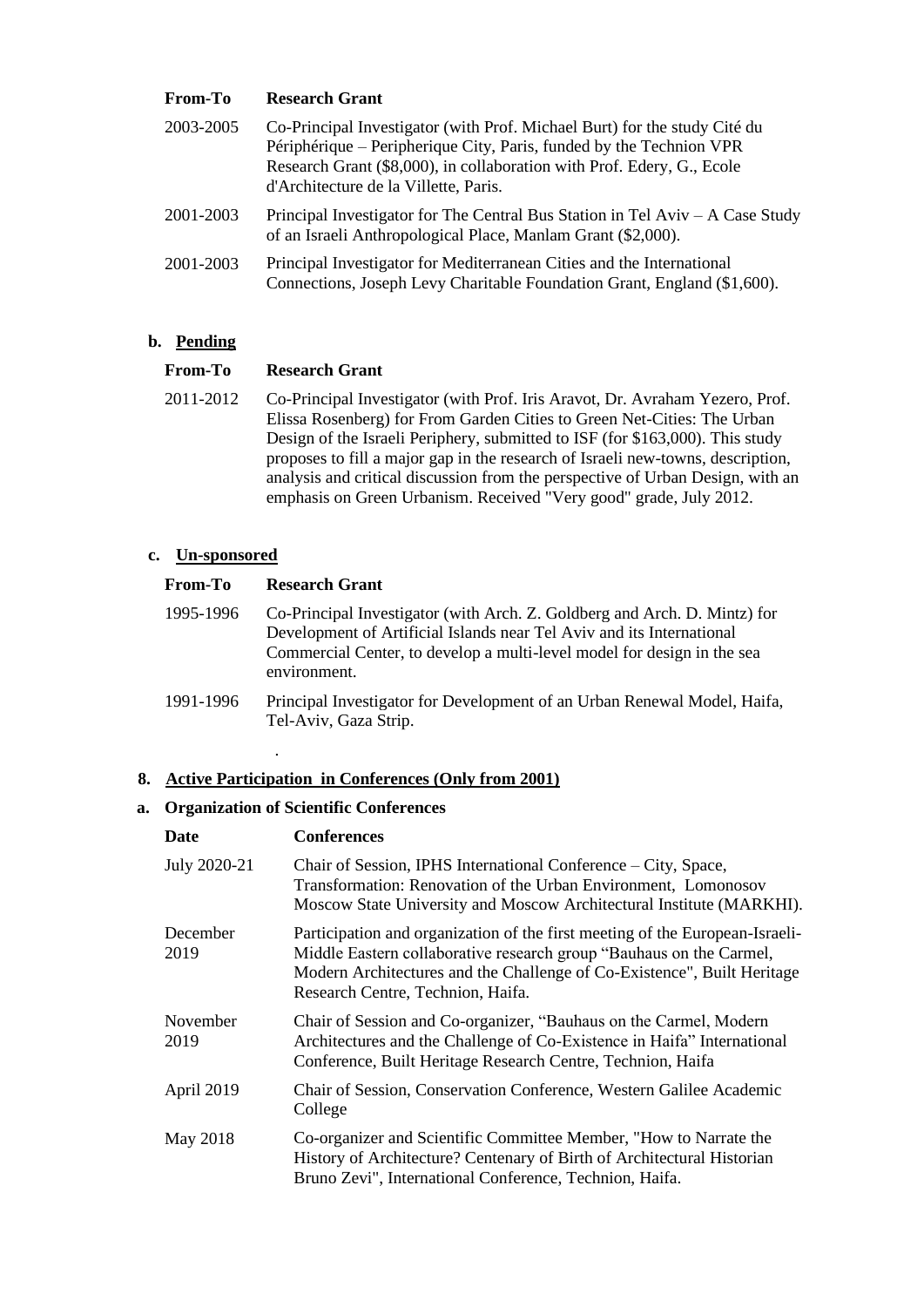| From-To | Research Grant |
|---|---|
| 2003-2005 | Co-Principal Investigator (with Prof. Michael Burt) for the study Cité du Périphérique – Peripherique City, Paris, funded by the Technion VPR Research Grant ($8,000), in collaboration with Prof. Edery, G., Ecole d'Architecture de la Villette, Paris. |
| 2001-2003 | Principal Investigator for The Central Bus Station in Tel Aviv – A Case Study of an Israeli Anthropological Place, Manlam Grant ($2,000). |
| 2001-2003 | Principal Investigator for Mediterranean Cities and the International Connections, Joseph Levy Charitable Foundation Grant, England ($1,600). |

**b. Pending**

| From-To | Research Grant |
|---|---|
| 2011-2012 | Co-Principal Investigator (with Prof. Iris Aravot, Dr. Avraham Yezero, Prof. Elissa Rosenberg) for From Garden Cities to Green Net-Cities: The Urban Design of the Israeli Periphery, submitted to ISF (for $163,000). This study proposes to fill a major gap in the research of Israeli new-towns, description, analysis and critical discussion from the perspective of Urban Design, with an emphasis on Green Urbanism. Received "Very good" grade, July 2012. |

**c. Un-sponsored**

| From-To | Research Grant |
|---|---|
| 1995-1996 | Co-Principal Investigator (with Arch. Z. Goldberg and Arch. D. Mintz) for Development of Artificial Islands near Tel Aviv and its International Commercial Center, to develop a multi-level model for design in the sea environment. |
| 1991-1996 | Principal Investigator for Development of an Urban Renewal Model, Haifa, Tel-Aviv, Gaza Strip. |

**8. Active Participation in Conferences (Only from 2001)**

**a. Organization of Scientific Conferences**

| Date | Conferences |
|---|---|
| July 2020-21 | Chair of Session, IPHS International Conference – City, Space, Transformation: Renovation of the Urban Environment, Lomonosov Moscow State University and Moscow Architectural Institute (MARKHI). |
| December 2019 | Participation and organization of the first meeting of the European-Israeli-Middle Eastern collaborative research group "Bauhaus on the Carmel, Modern Architectures and the Challenge of Co-Existence", Built Heritage Research Centre, Technion, Haifa. |
| November 2019 | Chair of Session and Co-organizer, "Bauhaus on the Carmel, Modern Architectures and the Challenge of Co-Existence in Haifa" International Conference, Built Heritage Research Centre, Technion, Haifa |
| April 2019 | Chair of Session, Conservation Conference, Western Galilee Academic College |
| May 2018 | Co-organizer and Scientific Committee Member, "How to Narrate the History of Architecture? Centenary of Birth of Architectural Historian Bruno Zevi", International Conference, Technion, Haifa. |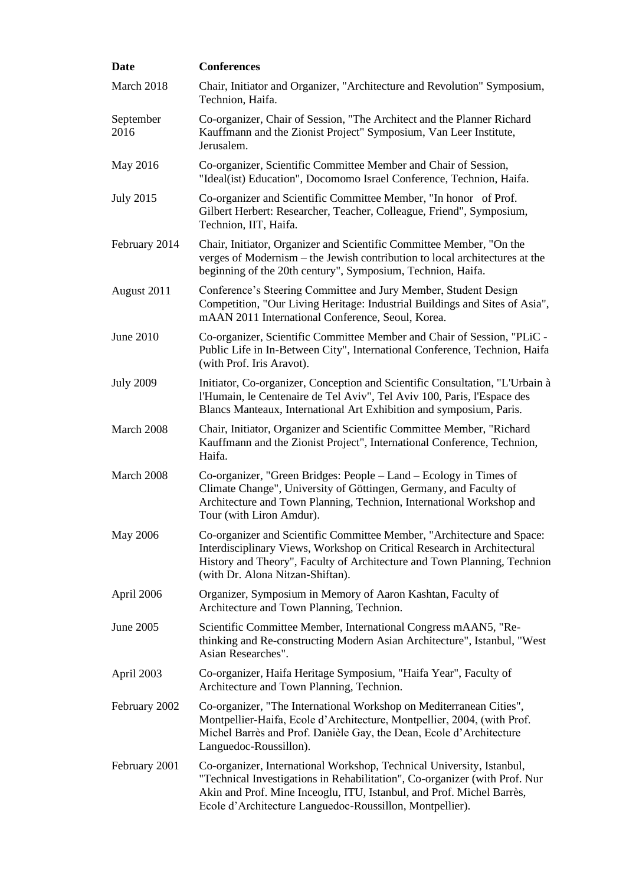| Date | Conferences |
|---|---|
| March 2018 | Chair, Initiator and Organizer, "Architecture and Revolution" Symposium, Technion, Haifa. |
| September 2016 | Co-organizer, Chair of Session, "The Architect and the Planner Richard Kauffmann and the Zionist Project" Symposium, Van Leer Institute, Jerusalem. |
| May 2016 | Co-organizer, Scientific Committee Member and Chair of Session, "Ideal(ist) Education", Docomomo Israel Conference, Technion, Haifa. |
| July 2015 | Co-organizer and Scientific Committee Member, "In honor of Prof. Gilbert Herbert: Researcher, Teacher, Colleague, Friend", Symposium, Technion, IIT, Haifa. |
| February 2014 | Chair, Initiator, Organizer and Scientific Committee Member, "On the verges of Modernism – the Jewish contribution to local architectures at the beginning of the 20th century", Symposium, Technion, Haifa. |
| August 2011 | Conference's Steering Committee and Jury Member, Student Design Competition, "Our Living Heritage: Industrial Buildings and Sites of Asia", mAAN 2011 International Conference, Seoul, Korea. |
| June 2010 | Co-organizer, Scientific Committee Member and Chair of Session, "PLiC - Public Life in In-Between City", International Conference, Technion, Haifa (with Prof. Iris Aravot). |
| July 2009 | Initiator, Co-organizer, Conception and Scientific Consultation, "L'Urbain à l'Humain, le Centenaire de Tel Aviv", Tel Aviv 100, Paris, l'Espace des Blancs Manteaux, International Art Exhibition and symposium, Paris. |
| March 2008 | Chair, Initiator, Organizer and Scientific Committee Member, "Richard Kauffmann and the Zionist Project", International Conference, Technion, Haifa. |
| March 2008 | Co-organizer, "Green Bridges: People – Land – Ecology in Times of Climate Change", University of Göttingen, Germany, and Faculty of Architecture and Town Planning, Technion, International Workshop and Tour (with Liron Amdur). |
| May 2006 | Co-organizer and Scientific Committee Member, "Architecture and Space: Interdisciplinary Views, Workshop on Critical Research in Architectural History and Theory", Faculty of Architecture and Town Planning, Technion (with Dr. Alona Nitzan-Shiftan). |
| April 2006 | Organizer, Symposium in Memory of Aaron Kashtan, Faculty of Architecture and Town Planning, Technion. |
| June 2005 | Scientific Committee Member, International Congress mAAN5, "Re-thinking and Re-constructing Modern Asian Architecture", Istanbul, "West Asian Researches". |
| April 2003 | Co-organizer, Haifa Heritage Symposium, "Haifa Year", Faculty of Architecture and Town Planning, Technion. |
| February 2002 | Co-organizer, "The International Workshop on Mediterranean Cities", Montpellier-Haifa, Ecole d'Architecture, Montpellier, 2004, (with Prof. Michel Barrès and Prof. Danièle Gay, the Dean, Ecole d'Architecture Languedoc-Roussillon). |
| February 2001 | Co-organizer, International Workshop, Technical University, Istanbul, "Technical Investigations in Rehabilitation", Co-organizer (with Prof. Nur Akin and Prof. Mine Inceoglu, ITU, Istanbul, and Prof. Michel Barrès, Ecole d'Architecture Languedoc-Roussillon, Montpellier). |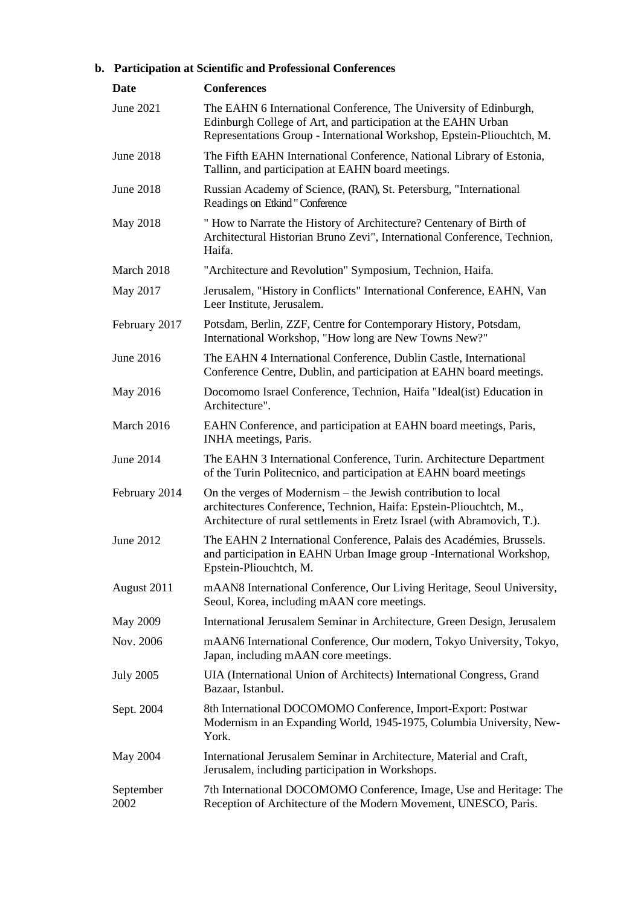### b. Participation at Scientific and Professional Conferences

| Date | Conferences |
|---|---|
| June 2021 | The EAHN 6 International Conference, The University of Edinburgh, Edinburgh College of Art, and participation at the EAHN Urban Representations Group - International Workshop, Epstein-Pliouchtch, M. |
| June 2018 | The Fifth EAHN International Conference, National Library of Estonia, Tallinn, and participation at EAHN board meetings. |
| June 2018 | Russian Academy of Science, (RAN), St. Petersburg, "International Readings on Etkind" Conference |
| May 2018 | " How to Narrate the History of Architecture? Centenary of Birth of Architectural Historian Bruno Zevi", International Conference, Technion, Haifa. |
| March 2018 | "Architecture and Revolution" Symposium, Technion, Haifa. |
| May 2017 | Jerusalem, "History in Conflicts" International Conference, EAHN, Van Leer Institute, Jerusalem. |
| February 2017 | Potsdam, Berlin, ZZF, Centre for Contemporary History, Potsdam, International Workshop, "How long are New Towns New?" |
| June 2016 | The EAHN 4 International Conference, Dublin Castle, International Conference Centre, Dublin, and participation at EAHN board meetings. |
| May 2016 | Docomomo Israel Conference, Technion, Haifa "Ideal(ist) Education in Architecture". |
| March 2016 | EAHN Conference, and participation at EAHN board meetings, Paris, INHA meetings, Paris. |
| June 2014 | The EAHN 3 International Conference, Turin. Architecture Department of the Turin Politecnico, and participation at EAHN board meetings |
| February 2014 | On the verges of Modernism – the Jewish contribution to local architectures Conference, Technion, Haifa: Epstein-Pliouchtch, M., Architecture of rural settlements in Eretz Israel (with Abramovich, T.). |
| June 2012 | The EAHN 2 International Conference, Palais des Académies, Brussels. and participation in EAHN Urban Image group -International Workshop, Epstein-Pliouchtch, M. |
| August 2011 | mAAN8 International Conference, Our Living Heritage, Seoul University, Seoul, Korea, including mAAN core meetings. |
| May 2009 | International Jerusalem Seminar in Architecture, Green Design, Jerusalem |
| Nov. 2006 | mAAN6 International Conference, Our modern, Tokyo University, Tokyo, Japan, including mAAN core meetings. |
| July 2005 | UIA (International Union of Architects) International Congress, Grand Bazaar, Istanbul. |
| Sept. 2004 | 8th International DOCOMOMO Conference, Import-Export: Postwar Modernism in an Expanding World, 1945-1975, Columbia University, New-York. |
| May 2004 | International Jerusalem Seminar in Architecture, Material and Craft, Jerusalem, including participation in Workshops. |
| September 2002 | 7th International DOCOMOMO Conference, Image, Use and Heritage: The Reception of Architecture of the Modern Movement, UNESCO, Paris. |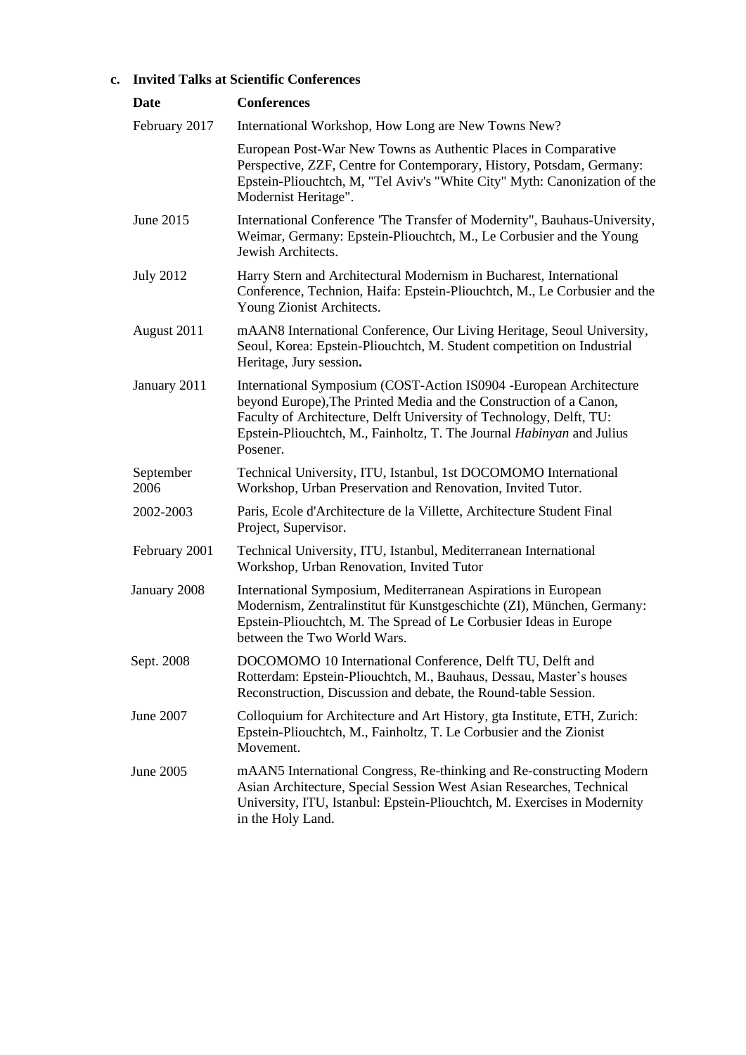**c. Invited Talks at Scientific Conferences**

| Date | Conferences |
|---|---|
| February 2017 | International Workshop, How Long are New Towns New? |
| | European Post-War New Towns as Authentic Places in Comparative Perspective, ZZF, Centre for Contemporary, History, Potsdam, Germany: Epstein-Pliouchtch, M, "Tel Aviv's "White City" Myth: Canonization of the Modernist Heritage". |
| June 2015 | International Conference 'The Transfer of Modernity", Bauhaus-University, Weimar, Germany: Epstein-Pliouchtch, M., Le Corbusier and the Young Jewish Architects. |
| July 2012 | Harry Stern and Architectural Modernism in Bucharest, International Conference, Technion, Haifa: Epstein-Pliouchtch, M., Le Corbusier and the Young Zionist Architects. |
| August 2011 | mAAN8 International Conference, Our Living Heritage, Seoul University, Seoul, Korea: Epstein-Pliouchtch, M. Student competition on Industrial Heritage, Jury session**.** |
| January 2011 | International Symposium (COST-Action IS0904 -European Architecture beyond Europe),The Printed Media and the Construction of a Canon, Faculty of Architecture, Delft University of Technology, Delft, TU: Epstein-Pliouchtch, M., Fainholtz, T. The Journal *Habinyan* and Julius Posener. |
| September 2006 | Technical University, ITU, Istanbul, 1st DOCOMOMO International Workshop, Urban Preservation and Renovation, Invited Tutor. |
| 2002-2003 | Paris, Ecole d'Architecture de la Villette, Architecture Student Final Project, Supervisor. |
| February 2001 | Technical University, ITU, Istanbul, Mediterranean International Workshop, Urban Renovation, Invited Tutor |
| January 2008 | International Symposium, Mediterranean Aspirations in European Modernism, Zentralinstitut für Kunstgeschichte (ZI), München, Germany: Epstein-Pliouchtch, M. The Spread of Le Corbusier Ideas in Europe between the Two World Wars. |
| Sept. 2008 | DOCOMOMO 10 International Conference, Delft TU, Delft and Rotterdam: Epstein-Pliouchtch, M., Bauhaus, Dessau, Master's houses Reconstruction, Discussion and debate, the Round-table Session. |
| June 2007 | Colloquium for Architecture and Art History, gta Institute, ETH, Zurich: Epstein-Pliouchtch, M., Fainholtz, T. Le Corbusier and the Zionist Movement. |
| June 2005 | mAAN5 International Congress, Re-thinking and Re-constructing Modern Asian Architecture, Special Session West Asian Researches, Technical University, ITU, Istanbul: Epstein-Pliouchtch, M. Exercises in Modernity in the Holy Land. |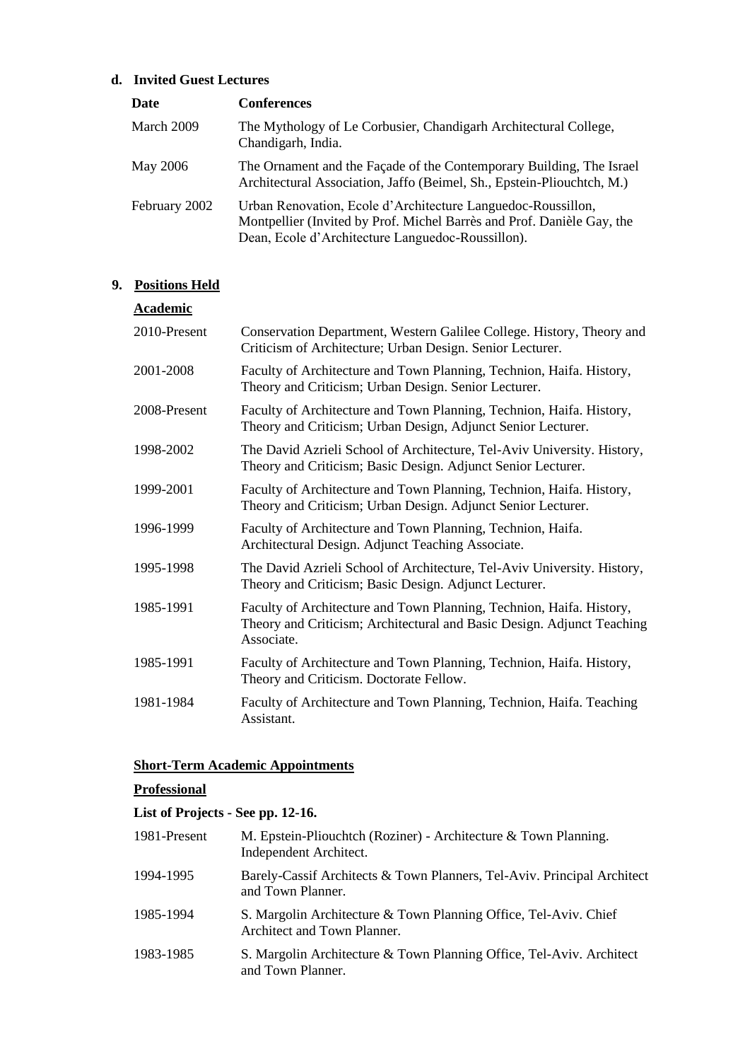### d. Invited Guest Lectures

| Date | Conferences |
|---|---|
| March 2009 | The Mythology of Le Corbusier, Chandigarh Architectural College, Chandigarh, India. |
| May 2006 | The Ornament and the Façade of the Contemporary Building, The Israel Architectural Association, Jaffo (Beimel, Sh., Epstein-Pliouchtch, M.) |
| February 2002 | Urban Renovation, Ecole d'Architecture Languedoc-Roussillon, Montpellier (Invited by Prof. Michel Barrès and Prof. Danièle Gay, the Dean, Ecole d'Architecture Languedoc-Roussillon). |

## 9. Positions Held

**Academic**

| | |
|---|---|
| 2010-Present | Conservation Department, Western Galilee College. History, Theory and Criticism of Architecture; Urban Design. Senior Lecturer. |
| 2001-2008 | Faculty of Architecture and Town Planning, Technion, Haifa. History, Theory and Criticism; Urban Design. Senior Lecturer. |
| 2008-Present | Faculty of Architecture and Town Planning, Technion, Haifa. History, Theory and Criticism; Urban Design, Adjunct Senior Lecturer. |
| 1998-2002 | The David Azrieli School of Architecture, Tel-Aviv University. History, Theory and Criticism; Basic Design. Adjunct Senior Lecturer. |
| 1999-2001 | Faculty of Architecture and Town Planning, Technion, Haifa. History, Theory and Criticism; Urban Design. Adjunct Senior Lecturer. |
| 1996-1999 | Faculty of Architecture and Town Planning, Technion, Haifa. Architectural Design. Adjunct Teaching Associate. |
| 1995-1998 | The David Azrieli School of Architecture, Tel-Aviv University. History, Theory and Criticism; Basic Design. Adjunct Lecturer. |
| 1985-1991 | Faculty of Architecture and Town Planning, Technion, Haifa. History, Theory and Criticism; Architectural and Basic Design. Adjunct Teaching Associate. |
| 1985-1991 | Faculty of Architecture and Town Planning, Technion, Haifa. History, Theory and Criticism. Doctorate Fellow. |
| 1981-1984 | Faculty of Architecture and Town Planning, Technion, Haifa. Teaching Assistant. |

**Short-Term Academic Appointments**

**Professional**

**List of Projects - See pp. 12-16.**

| | |
|---|---|
| 1981-Present | M. Epstein-Pliouchtch (Roziner) - Architecture & Town Planning. Independent Architect. |
| 1994-1995 | Barely-Cassif Architects & Town Planners, Tel-Aviv. Principal Architect and Town Planner. |
| 1985-1994 | S. Margolin Architecture & Town Planning Office, Tel-Aviv. Chief Architect and Town Planner. |
| 1983-1985 | S. Margolin Architecture & Town Planning Office, Tel-Aviv. Architect and Town Planner. |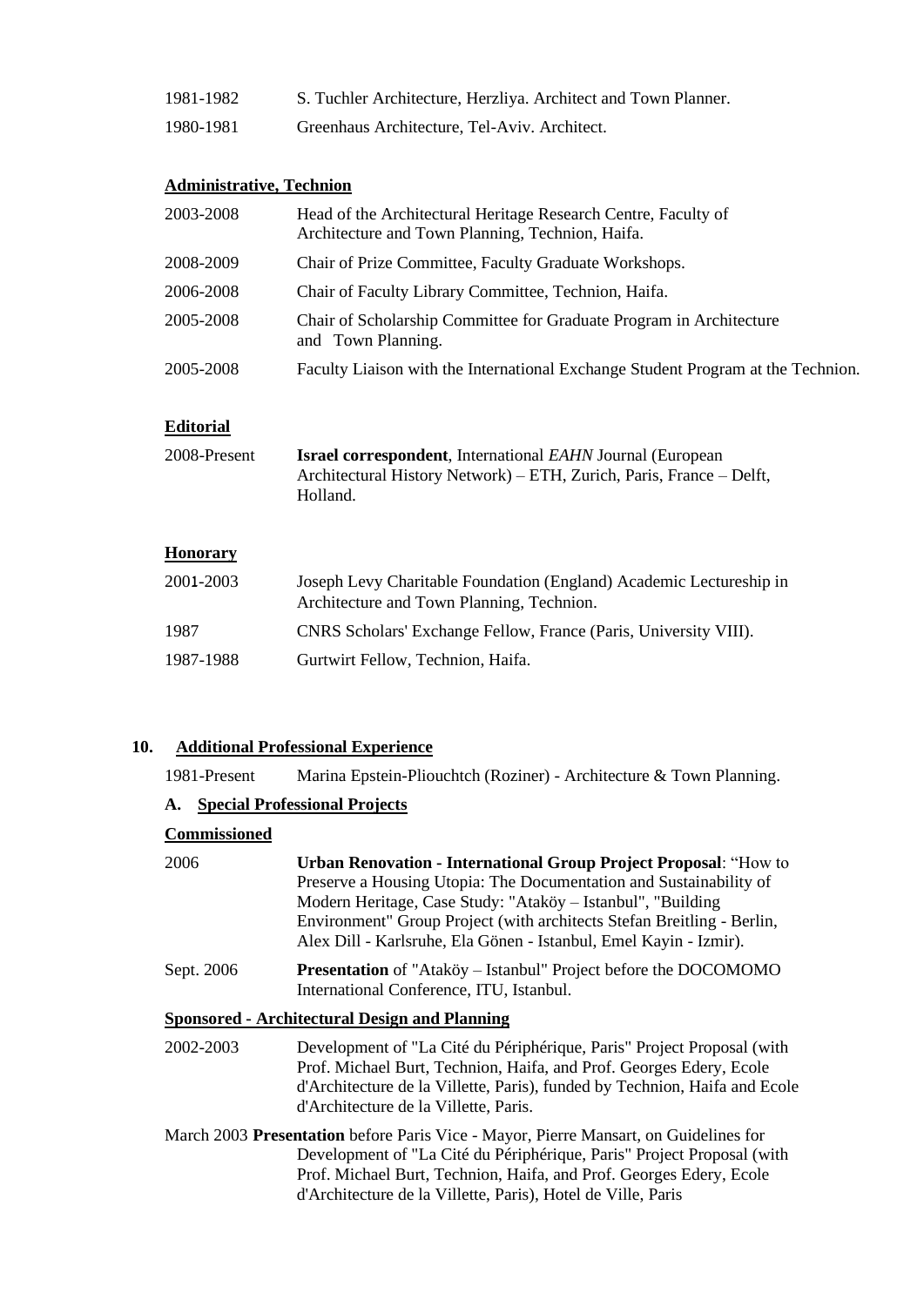1981-1982 S. Tuchler Architecture, Herzliya. Architect and Town Planner.

1980-1981 Greenhaus Architecture, Tel-Aviv. Architect.

**Administrative, Technion**

2003-2008 Head of the Architectural Heritage Research Centre, Faculty of Architecture and Town Planning, Technion, Haifa.

2008-2009 Chair of Prize Committee, Faculty Graduate Workshops.

2006-2008 Chair of Faculty Library Committee, Technion, Haifa.

2005-2008 Chair of Scholarship Committee for Graduate Program in Architecture and Town Planning.

2005-2008 Faculty Liaison with the International Exchange Student Program at the Technion.

**Editorial**

2008-Present **Israel correspondent**, International *EAHN* Journal (European Architectural History Network) – ETH, Zurich, Paris, France – Delft, Holland.

**Honorary**

2001-2003 Joseph Levy Charitable Foundation (England) Academic Lectureship in Architecture and Town Planning, Technion.

1987 CNRS Scholars' Exchange Fellow, France (Paris, University VIII).

1987-1988 Gurtwirt Fellow, Technion, Haifa.

## 10. Additional Professional Experience

1981-Present Marina Epstein-Pliouchtch (Roziner) - Architecture & Town Planning.

### A. Special Professional Projects

**Commissioned**

2006 **Urban Renovation - International Group Project Proposal**: "How to Preserve a Housing Utopia: The Documentation and Sustainability of Modern Heritage, Case Study: "Ataköy – Istanbul", "Building Environment" Group Project (with architects Stefan Breitling - Berlin, Alex Dill - Karlsruhe, Ela Gönen - Istanbul, Emel Kayin - Izmir).

Sept. 2006 **Presentation** of "Ataköy – Istanbul" Project before the DOCOMOMO International Conference, ITU, Istanbul.

**Sponsored - Architectural Design and Planning**

2002-2003 Development of "La Cité du Périphérique, Paris" Project Proposal (with Prof. Michael Burt, Technion, Haifa, and Prof. Georges Edery, Ecole d'Architecture de la Villette, Paris), funded by Technion, Haifa and Ecole d'Architecture de la Villette, Paris.

March 2003 **Presentation** before Paris Vice - Mayor, Pierre Mansart, on Guidelines for Development of "La Cité du Périphérique, Paris" Project Proposal (with Prof. Michael Burt, Technion, Haifa, and Prof. Georges Edery, Ecole d'Architecture de la Villette, Paris), Hotel de Ville, Paris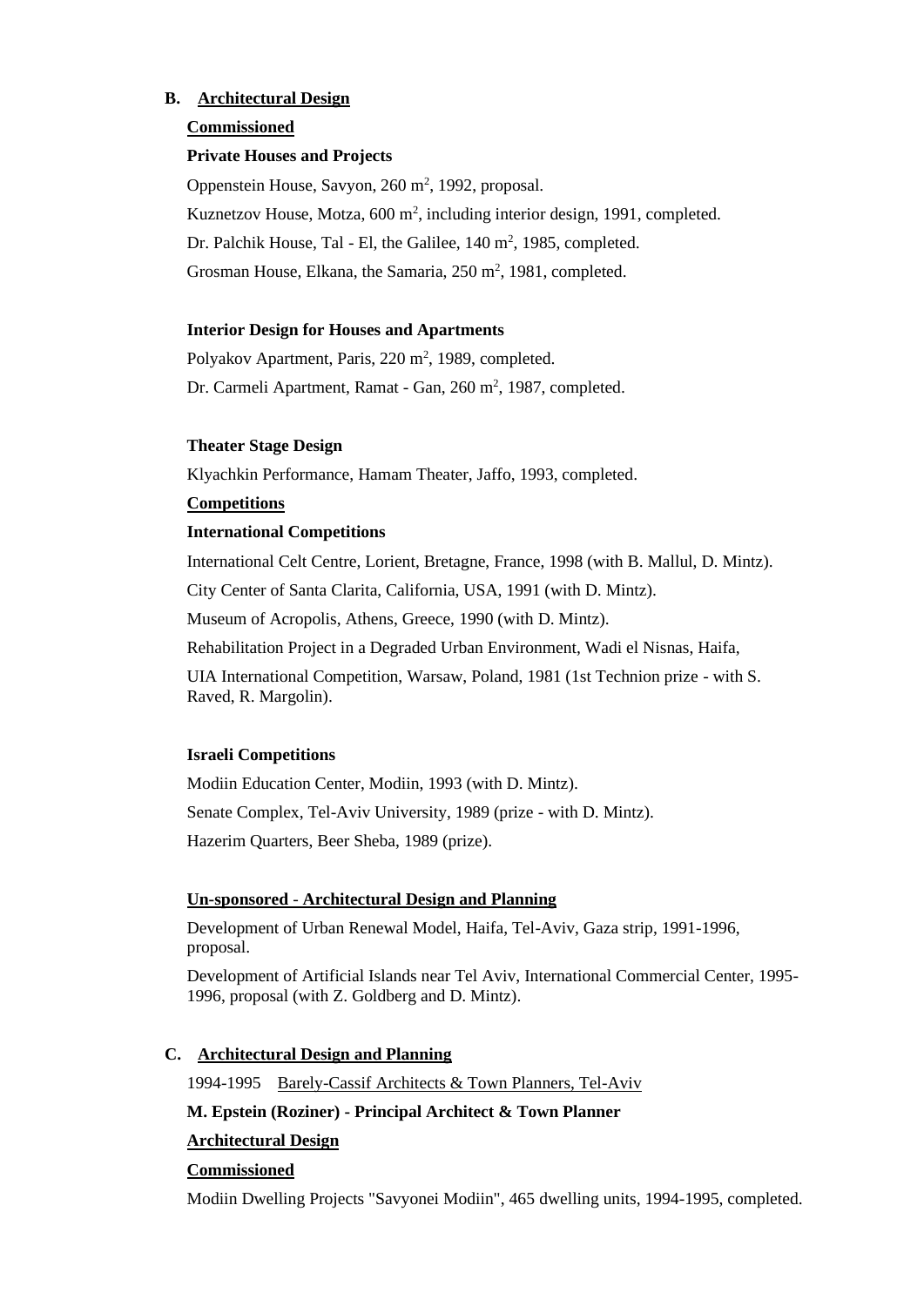## B. Architectural Design

**Commissioned**

**Private Houses and Projects**

Oppenstein House, Savyon, 260 m$^2$, 1992, proposal.

Kuznetzov House, Motza, 600 m$^2$, including interior design, 1991, completed.

Dr. Palchik House, Tal - El, the Galilee, 140 m$^2$, 1985, completed.

Grosman House, Elkana, the Samaria, 250 m$^2$, 1981, completed.

**Interior Design for Houses and Apartments**

Polyakov Apartment, Paris, 220 m$^2$, 1989, completed.

Dr. Carmeli Apartment, Ramat - Gan, 260 m$^2$, 1987, completed.

**Theater Stage Design**

Klyachkin Performance, Hamam Theater, Jaffo, 1993, completed.

**Competitions**

**International Competitions**

International Celt Centre, Lorient, Bretagne, France, 1998 (with B. Mallul, D. Mintz).

City Center of Santa Clarita, California, USA, 1991 (with D. Mintz).

Museum of Acropolis, Athens, Greece, 1990 (with D. Mintz).

Rehabilitation Project in a Degraded Urban Environment, Wadi el Nisnas, Haifa,

UIA International Competition, Warsaw, Poland, 1981 (1st Technion prize - with S. Raved, R. Margolin).

**Israeli Competitions**

Modiin Education Center, Modiin, 1993 (with D. Mintz).

Senate Complex, Tel-Aviv University, 1989 (prize - with D. Mintz).

Hazerim Quarters, Beer Sheba, 1989 (prize).

**Un-sponsored - Architectural Design and Planning**

Development of Urban Renewal Model, Haifa, Tel-Aviv, Gaza strip, 1991-1996, proposal.

Development of Artificial Islands near Tel Aviv, International Commercial Center, 1995-1996, proposal (with Z. Goldberg and D. Mintz).

## C. Architectural Design and Planning

1994-1995 Barely-Cassif Architects & Town Planners, Tel-Aviv

**M. Epstein (Roziner) - Principal Architect & Town Planner**

**Architectural Design**

**Commissioned**

Modiin Dwelling Projects "Savyonei Modiin", 465 dwelling units, 1994-1995, completed.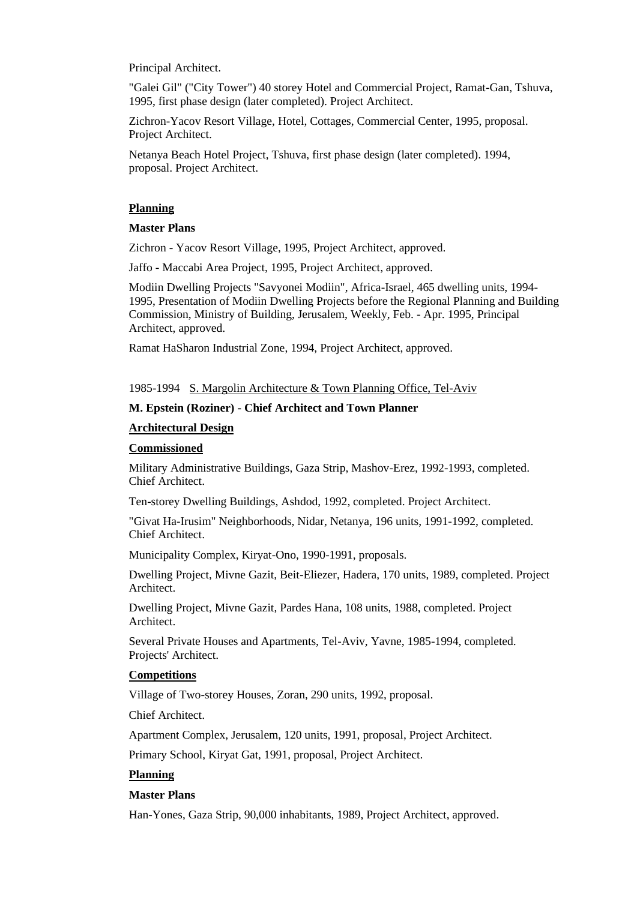Principal Architect.

"Galei Gil" ("City Tower") 40 storey Hotel and Commercial Project, Ramat-Gan, Tshuva, 1995, first phase design (later completed). Project Architect.

Zichron-Yacov Resort Village, Hotel, Cottages, Commercial Center, 1995, proposal. Project Architect.

Netanya Beach Hotel Project, Tshuva, first phase design (later completed). 1994, proposal. Project Architect.

**Planning**

**Master Plans**

Zichron - Yacov Resort Village, 1995, Project Architect, approved.

Jaffo - Maccabi Area Project, 1995, Project Architect, approved.

Modiin Dwelling Projects "Savyonei Modiin", Africa-Israel, 465 dwelling units, 1994-1995, Presentation of Modiin Dwelling Projects before the Regional Planning and Building Commission, Ministry of Building, Jerusalem, Weekly, Feb. - Apr. 1995, Principal Architect, approved.

Ramat HaSharon Industrial Zone, 1994, Project Architect, approved.

1985-1994 S. Margolin Architecture & Town Planning Office, Tel-Aviv

**M. Epstein (Roziner) - Chief Architect and Town Planner**

**Architectural Design**

**Commissioned**

Military Administrative Buildings, Gaza Strip, Mashov-Erez, 1992-1993, completed. Chief Architect.

Ten-storey Dwelling Buildings, Ashdod, 1992, completed. Project Architect.

"Givat Ha-Irusim" Neighborhoods, Nidar, Netanya, 196 units, 1991-1992, completed. Chief Architect.

Municipality Complex, Kiryat-Ono, 1990-1991, proposals.

Dwelling Project, Mivne Gazit, Beit-Eliezer, Hadera, 170 units, 1989, completed. Project Architect.

Dwelling Project, Mivne Gazit, Pardes Hana, 108 units, 1988, completed. Project Architect.

Several Private Houses and Apartments, Tel-Aviv, Yavne, 1985-1994, completed. Projects' Architect.

**Competitions**

Village of Two-storey Houses, Zoran, 290 units, 1992, proposal.

Chief Architect.

Apartment Complex, Jerusalem, 120 units, 1991, proposal, Project Architect.

Primary School, Kiryat Gat, 1991, proposal, Project Architect.

**Planning**

**Master Plans**

Han-Yones, Gaza Strip, 90,000 inhabitants, 1989, Project Architect, approved.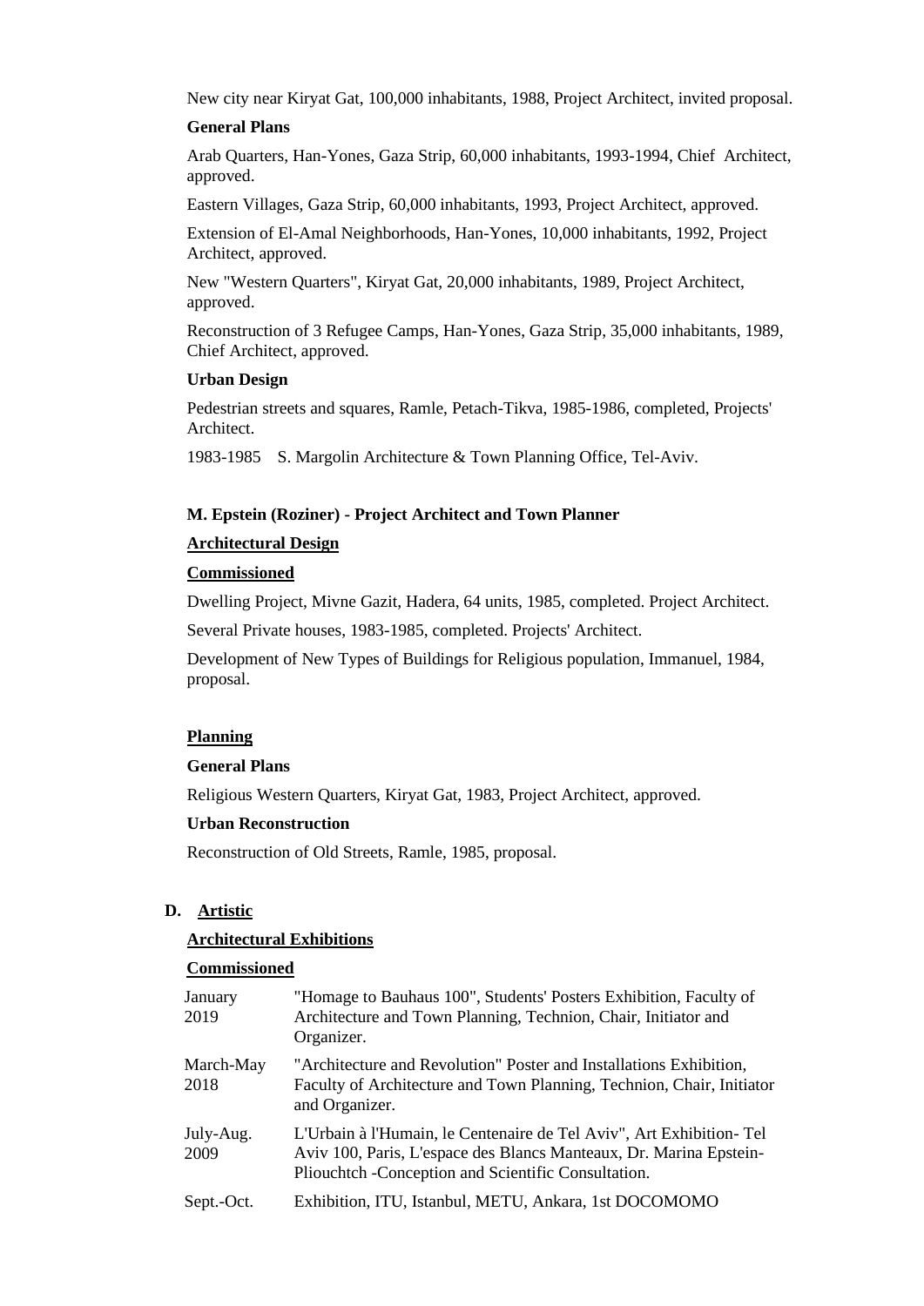New city near Kiryat Gat, 100,000 inhabitants, 1988, Project Architect, invited proposal.

**General Plans**

Arab Quarters, Han-Yones, Gaza Strip, 60,000 inhabitants, 1993-1994, Chief Architect, approved.

Eastern Villages, Gaza Strip, 60,000 inhabitants, 1993, Project Architect, approved.

Extension of El-Amal Neighborhoods, Han-Yones, 10,000 inhabitants, 1992, Project Architect, approved.

New "Western Quarters", Kiryat Gat, 20,000 inhabitants, 1989, Project Architect, approved.

Reconstruction of 3 Refugee Camps, Han-Yones, Gaza Strip, 35,000 inhabitants, 1989, Chief Architect, approved.

**Urban Design**

Pedestrian streets and squares, Ramle, Petach-Tikva, 1985-1986, completed, Projects' Architect.

1983-1985 S. Margolin Architecture & Town Planning Office, Tel-Aviv.

**M. Epstein (Roziner) - Project Architect and Town Planner**

**Architectural Design**

**Commissioned**

Dwelling Project, Mivne Gazit, Hadera, 64 units, 1985, completed. Project Architect.

Several Private houses, 1983-1985, completed. Projects' Architect.

Development of New Types of Buildings for Religious population, Immanuel, 1984, proposal.

**Planning**

**General Plans**

Religious Western Quarters, Kiryat Gat, 1983, Project Architect, approved.

**Urban Reconstruction**

Reconstruction of Old Streets, Ramle, 1985, proposal.

**D. Artistic**

**Architectural Exhibitions**

**Commissioned**

| | |
|---|---|
| January 2019 | "Homage to Bauhaus 100", Students' Posters Exhibition, Faculty of Architecture and Town Planning, Technion, Chair, Initiator and Organizer. |
| March-May 2018 | "Architecture and Revolution" Poster and Installations Exhibition, Faculty of Architecture and Town Planning, Technion, Chair, Initiator and Organizer. |
| July-Aug. 2009 | L'Urbain à l'Humain, le Centenaire de Tel Aviv", Art Exhibition- Tel Aviv 100, Paris, L'espace des Blancs Manteaux, Dr. Marina Epstein-Pliouchtch -Conception and Scientific Consultation. |
| Sept.-Oct. | Exhibition, ITU, Istanbul, METU, Ankara, 1st DOCOMOMO |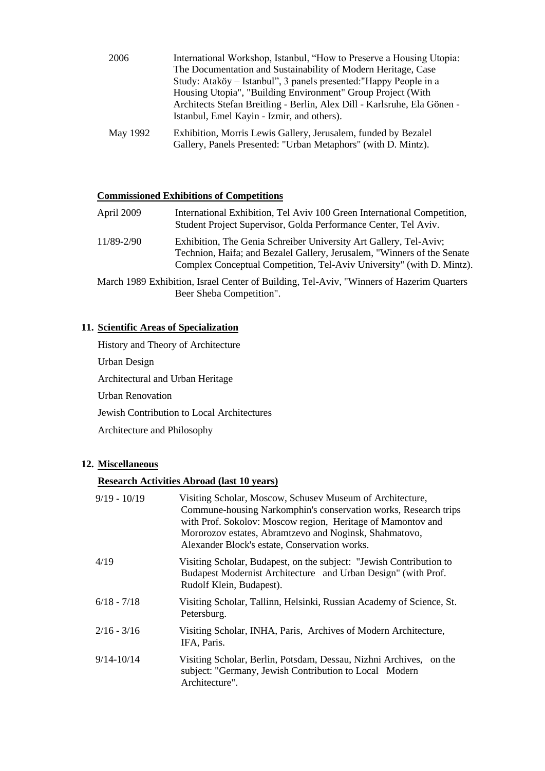| | |
|---|---|
| 2006 | International Workshop, Istanbul, “How to Preserve a Housing Utopia: The Documentation and Sustainability of Modern Heritage, Case Study: Ataköy – Istanbul”, 3 panels presented:"Happy People in a Housing Utopia", "Building Environment" Group Project (With Architects Stefan Breitling - Berlin, Alex Dill - Karlsruhe, Ela Gönen - Istanbul, Emel Kayin - Izmir, and others). |
| May 1992 | Exhibition, Morris Lewis Gallery, Jerusalem, funded by Bezalel Gallery, Panels Presented: "Urban Metaphors" (with D. Mintz). |

**Commissioned Exhibitions of Competitions**

| | |
|---|---|
| April 2009 | International Exhibition, Tel Aviv 100 Green International Competition, Student Project Supervisor, Golda Performance Center, Tel Aviv. |
| 11/89-2/90 | Exhibition, The Genia Schreiber University Art Gallery, Tel-Aviv; Technion, Haifa; and Bezalel Gallery, Jerusalem, "Winners of the Senate Complex Conceptual Competition, Tel-Aviv University" (with D. Mintz). |
| March 1989 | Exhibition, Israel Center of Building, Tel-Aviv, "Winners of Hazerim Quarters Beer Sheba Competition". |

## 11. Scientific Areas of Specialization

History and Theory of Architecture

Urban Design

Architectural and Urban Heritage

Urban Renovation

Jewish Contribution to Local Architectures

Architecture and Philosophy

## 12. Miscellaneous

**Research Activities Abroad (last 10 years)**

| | |
|---|---|
| 9/19 - 10/19 | Visiting Scholar, Moscow, Schusev Museum of Architecture, Commune-housing Narkomphin's conservation works, Research trips with Prof. Sokolov: Moscow region, Heritage of Mamontov and Mororozov estates, Abramtzevo and Noginsk, Shahmatovo, Alexander Block's estate, Conservation works. |
| 4/19 | Visiting Scholar, Budapest, on the subject: "Jewish Contribution to Budapest Modernist Architecture and Urban Design" (with Prof. Rudolf Klein, Budapest). |
| 6/18 - 7/18 | Visiting Scholar, Tallinn, Helsinki, Russian Academy of Science, St. Petersburg. |
| 2/16 - 3/16 | Visiting Scholar, INHA, Paris, Archives of Modern Architecture, IFA, Paris. |
| 9/14-10/14 | Visiting Scholar, Berlin, Potsdam, Dessau, Nizhni Archives, on the subject: "Germany, Jewish Contribution to Local Modern Architecture". |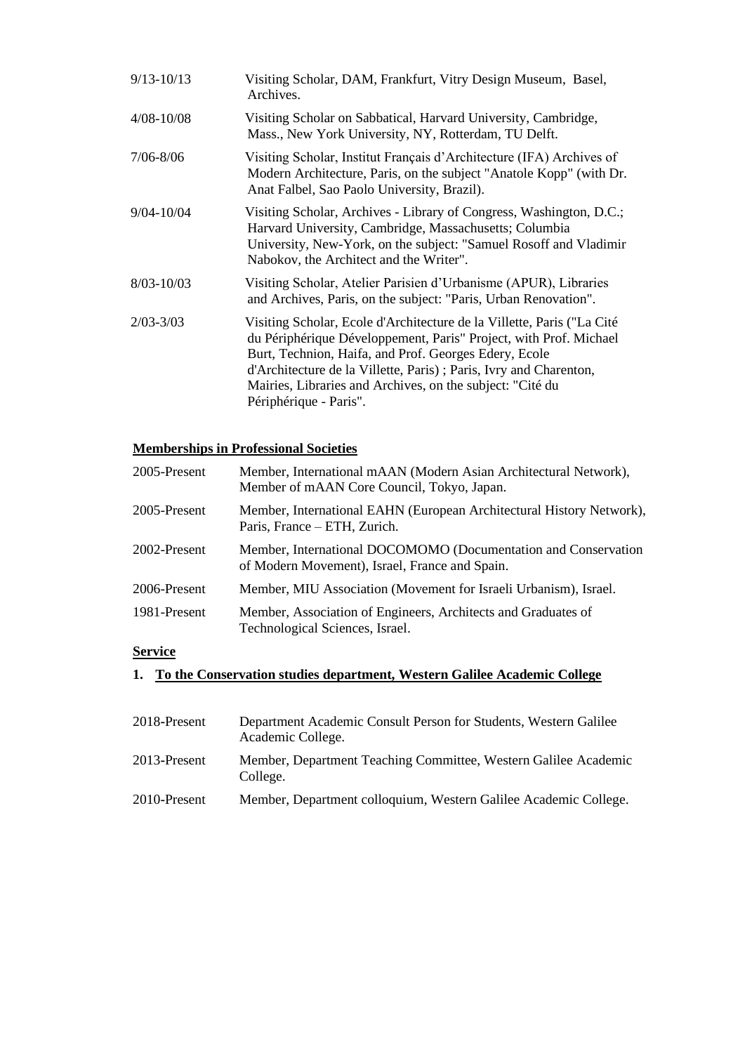| | |
|---|---|
| 9/13-10/13 | Visiting Scholar, DAM, Frankfurt, Vitry Design Museum, Basel, Archives. |
| 4/08-10/08 | Visiting Scholar on Sabbatical, Harvard University, Cambridge, Mass., New York University, NY, Rotterdam, TU Delft. |
| 7/06-8/06 | Visiting Scholar, Institut Français d'Architecture (IFA) Archives of Modern Architecture, Paris, on the subject "Anatole Kopp" (with Dr. Anat Falbel, Sao Paolo University, Brazil). |
| 9/04-10/04 | Visiting Scholar, Archives - Library of Congress, Washington, D.C.; Harvard University, Cambridge, Massachusetts; Columbia University, New-York, on the subject: "Samuel Rosoff and Vladimir Nabokov, the Architect and the Writer". |
| 8/03-10/03 | Visiting Scholar, Atelier Parisien d'Urbanisme (APUR), Libraries and Archives, Paris, on the subject: "Paris, Urban Renovation". |
| 2/03-3/03 | Visiting Scholar, Ecole d'Architecture de la Villette, Paris ("La Cité du Périphérique Développement, Paris" Project, with Prof. Michael Burt, Technion, Haifa, and Prof. Georges Edery, Ecole d'Architecture de la Villette, Paris) ; Paris, Ivry and Charenton, Mairies, Libraries and Archives, on the subject: "Cité du Périphérique - Paris". |

**Memberships in Professional Societies**

| | |
|---|---|
| 2005-Present | Member, International mAAN (Modern Asian Architectural Network), Member of mAAN Core Council, Tokyo, Japan. |
| 2005-Present | Member, International EAHN (European Architectural History Network), Paris, France – ETH, Zurich. |
| 2002-Present | Member, International DOCOMOMO (Documentation and Conservation of Modern Movement), Israel, France and Spain. |
| 2006-Present | Member, MIU Association (Movement for Israeli Urbanism), Israel. |
| 1981-Present | Member, Association of Engineers, Architects and Graduates of Technological Sciences, Israel. |

**Service**

1. **To the Conservation studies department, Western Galilee Academic College**

| | |
|---|---|
| 2018-Present | Department Academic Consult Person for Students, Western Galilee Academic College. |
| 2013-Present | Member, Department Teaching Committee, Western Galilee Academic College. |
| 2010-Present | Member, Department colloquium, Western Galilee Academic College. |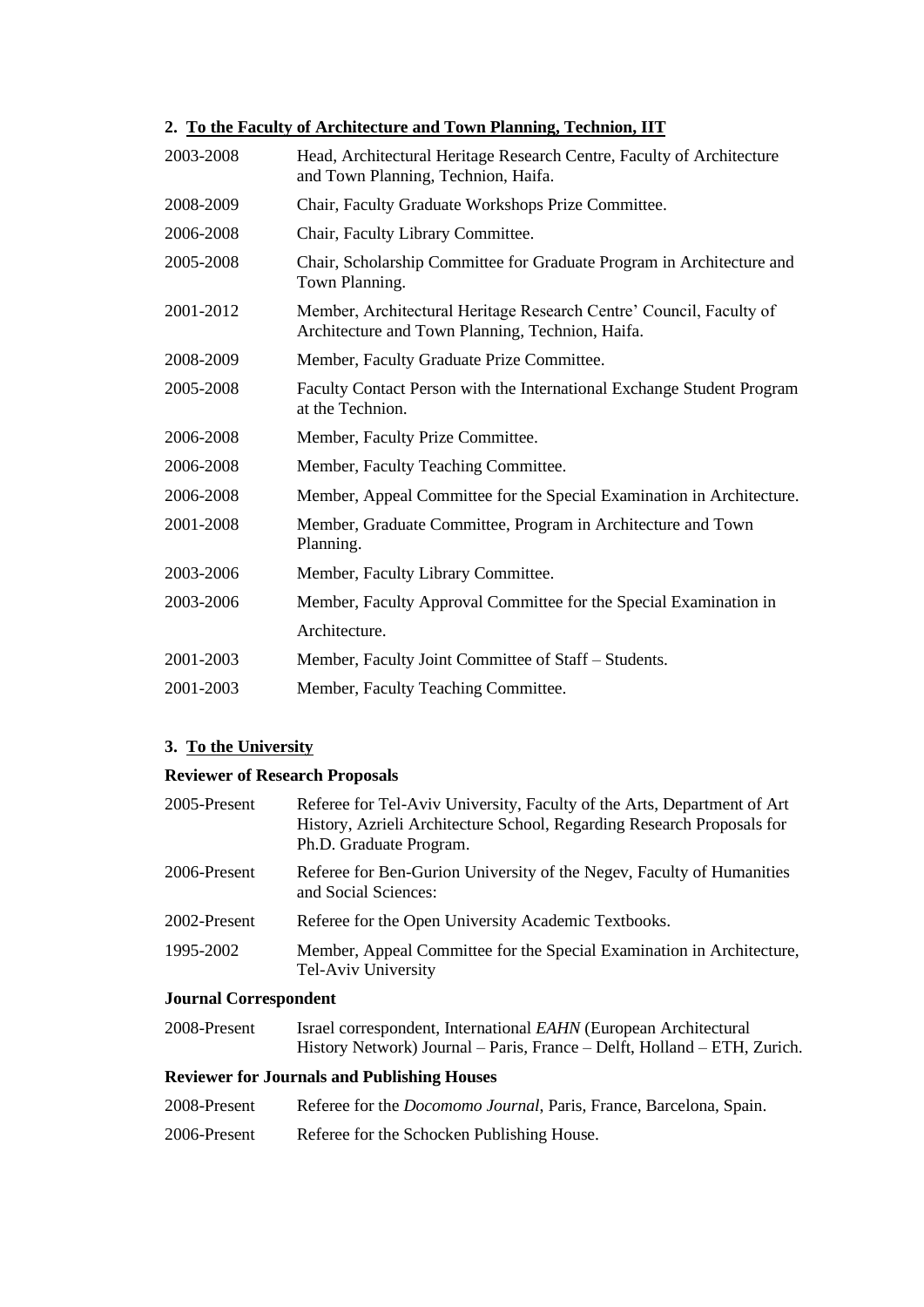## 2. To the Faculty of Architecture and Town Planning, Technion, IIT

| | |
|---|---|
| 2003-2008 | Head, Architectural Heritage Research Centre, Faculty of Architecture and Town Planning, Technion, Haifa. |
| 2008-2009 | Chair, Faculty Graduate Workshops Prize Committee. |
| 2006-2008 | Chair, Faculty Library Committee. |
| 2005-2008 | Chair, Scholarship Committee for Graduate Program in Architecture and Town Planning. |
| 2001-2012 | Member, Architectural Heritage Research Centre' Council, Faculty of Architecture and Town Planning, Technion, Haifa. |
| 2008-2009 | Member, Faculty Graduate Prize Committee. |
| 2005-2008 | Faculty Contact Person with the International Exchange Student Program at the Technion. |
| 2006-2008 | Member, Faculty Prize Committee. |
| 2006-2008 | Member, Faculty Teaching Committee. |
| 2006-2008 | Member, Appeal Committee for the Special Examination in Architecture. |
| 2001-2008 | Member, Graduate Committee, Program in Architecture and Town Planning. |
| 2003-2006 | Member, Faculty Library Committee. |
| 2003-2006 | Member, Faculty Approval Committee for the Special Examination in Architecture. |
| 2001-2003 | Member, Faculty Joint Committee of Staff – Students. |
| 2001-2003 | Member, Faculty Teaching Committee. |

## 3. To the University

### Reviewer of Research Proposals

| | |
|---|---|
| 2005-Present | Referee for Tel-Aviv University, Faculty of the Arts, Department of Art History, Azrieli Architecture School, Regarding Research Proposals for Ph.D. Graduate Program. |
| 2006-Present | Referee for Ben-Gurion University of the Negev, Faculty of Humanities and Social Sciences: |
| 2002-Present | Referee for the Open University Academic Textbooks. |
| 1995-2002 | Member, Appeal Committee for the Special Examination in Architecture, Tel-Aviv University |

### Journal Correspondent

| | |
|---|---|
| 2008-Present | Israel correspondent, International *EAHN* (European Architectural History Network) Journal – Paris, France – Delft, Holland – ETH, Zurich. |

### Reviewer for Journals and Publishing Houses

| | |
|---|---|
| 2008-Present | Referee for the *Docomomo Journal*, Paris, France, Barcelona, Spain. |
| 2006-Present | Referee for the Schocken Publishing House. |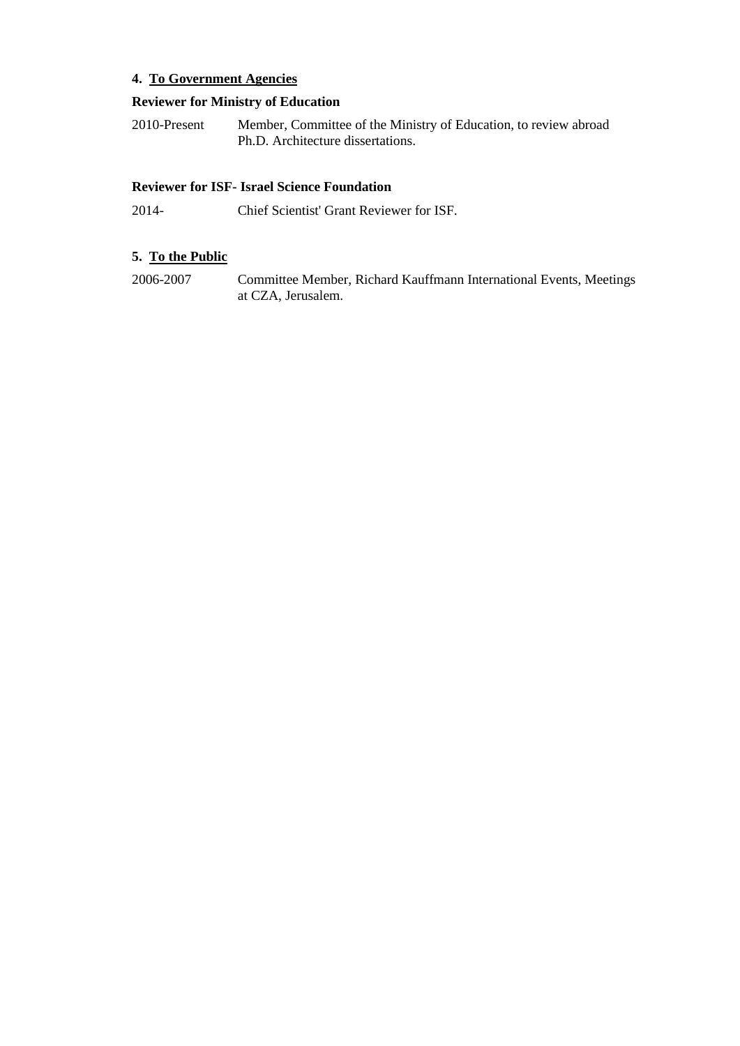## 4. To Government Agencies

**Reviewer for Ministry of Education**

2010-Present Member, Committee of the Ministry of Education, to review abroad Ph.D. Architecture dissertations.

**Reviewer for ISF- Israel Science Foundation**

2014- Chief Scientist' Grant Reviewer for ISF.

## 5. To the Public

2006-2007 Committee Member, Richard Kauffmann International Events, Meetings at CZA, Jerusalem.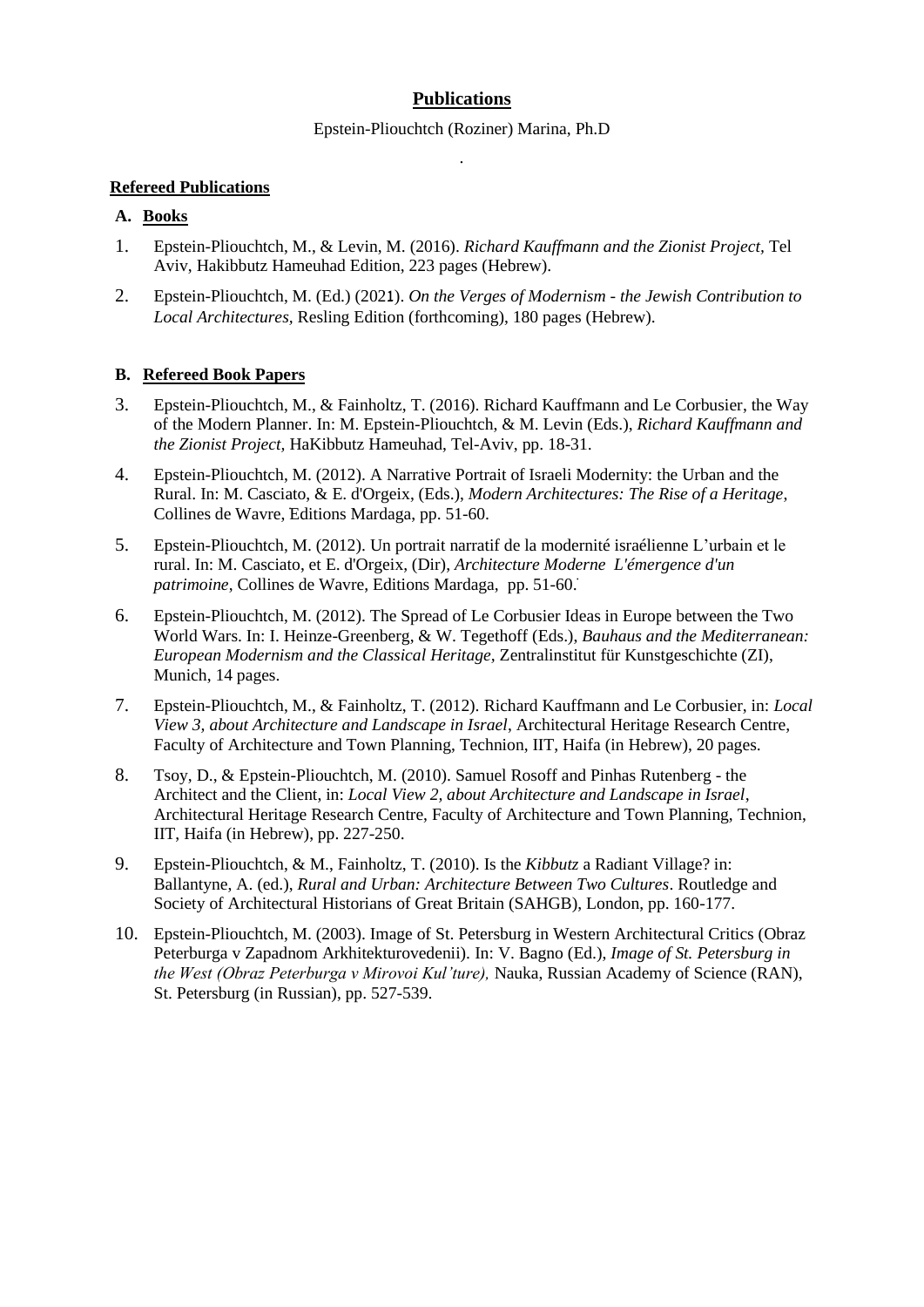## **Publications**

Epstein-Pliouchtch (Roziner) Marina, Ph.D

.

### **Refereed Publications**

**A. Books**

1. Epstein-Pliouchtch, M., & Levin, M. (2016). *Richard Kauffmann and the Zionist Project,* Tel Aviv, Hakibbutz Hameuhad Edition, 223 pages (Hebrew).
2. Epstein-Pliouchtch, M. (Ed.) (2021). *On the Verges of Modernism - the Jewish Contribution to Local Architectures*, Resling Edition (forthcoming), 180 pages (Hebrew).

**B. Refereed Book Papers**

3. Epstein-Pliouchtch, M., & Fainholtz, T. (2016). Richard Kauffmann and Le Corbusier, the Way of the Modern Planner. In: M. Epstein-Pliouchtch, & M. Levin (Eds.), *Richard Kauffmann and the Zionist Project,* HaKibbutz Hameuhad, Tel-Aviv, pp. 18-31.
4. Epstein-Pliouchtch, M. (2012). A Narrative Portrait of Israeli Modernity: the Urban and the Rural. In: M. Casciato, & E. d'Orgeix, (Eds.), *Modern Architectures: The Rise of a Heritage*, Collines de Wavre, Editions Mardaga, pp. 51-60.
5. Epstein-Pliouchtch, M. (2012). Un portrait narratif de la modernité israélienne L'urbain et le rural. In: M. Casciato, et E. d'Orgeix, (Dir), *Architecture Moderne L'émergence d'un patrimoine*, Collines de Wavre, Editions Mardaga, pp. 51-60.
6. Epstein-Pliouchtch, M. (2012). The Spread of Le Corbusier Ideas in Europe between the Two World Wars. In: I. Heinze-Greenberg, & W. Tegethoff (Eds.), *Bauhaus and the Mediterranean: European Modernism and the Classical Heritage,* Zentralinstitut für Kunstgeschichte (ZI), Munich, 14 pages.
7. Epstein-Pliouchtch, M., & Fainholtz, T. (2012). Richard Kauffmann and Le Corbusier, in: *Local View 3, about Architecture and Landscape in Israel*, Architectural Heritage Research Centre, Faculty of Architecture and Town Planning, Technion, IIT, Haifa (in Hebrew), 20 pages.
8. Tsoy, D., & Epstein-Pliouchtch, M. (2010). Samuel Rosoff and Pinhas Rutenberg - the Architect and the Client, in: *Local View 2, about Architecture and Landscape in Israel*, Architectural Heritage Research Centre, Faculty of Architecture and Town Planning, Technion, IIT, Haifa (in Hebrew), pp. 227-250.
9. Epstein-Pliouchtch, & M., Fainholtz, T. (2010). Is the *Kibbutz* a Radiant Village? in: Ballantyne, A. (ed.), *Rural and Urban: Architecture Between Two Cultures*. Routledge and Society of Architectural Historians of Great Britain (SAHGB), London, pp. 160-177.
10. Epstein-Pliouchtch, M. (2003). Image of St. Petersburg in Western Architectural Critics (Obraz Peterburga v Zapadnom Arkhitekturovedenii). In: V. Bagno (Ed.), *Image of St. Petersburg in the West (Obraz Peterburga v Mirovoi Kul'ture),* Nauka, Russian Academy of Science (RAN), St. Petersburg (in Russian), pp. 527-539.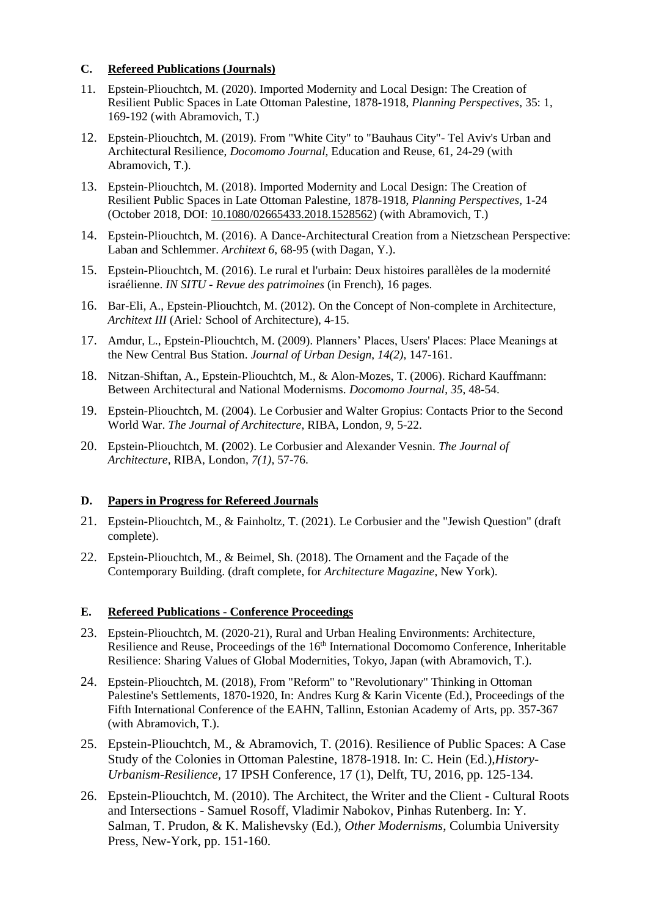### C. **Refereed Publications (Journals)**

11. Epstein-Pliouchtch, M. (2020). Imported Modernity and Local Design: The Creation of Resilient Public Spaces in Late Ottoman Palestine, 1878-1918, *Planning Perspectives*, 35: 1, 169-192 (with Abramovich, T.)
12. Epstein-Pliouchtch, M. (2019). From "White City" to "Bauhaus City"- Tel Aviv's Urban and Architectural Resilience, *Docomomo Journal*, Education and Reuse, 61, 24-29 (with Abramovich, T.).
13. Epstein-Pliouchtch, M. (2018). Imported Modernity and Local Design: The Creation of Resilient Public Spaces in Late Ottoman Palestine, 1878-1918, *Planning Perspectives*, 1-24 (October 2018, DOI: 10.1080/02665433.2018.1528562) (with Abramovich, T.)
14. Epstein-Pliouchtch, M. (2016). A Dance-Architectural Creation from a Nietzschean Perspective: Laban and Schlemmer. *Architext 6,* 68-95 (with Dagan, Y.).
15. Epstein-Pliouchtch, M. (2016). Le rural et l'urbain: Deux histoires parallèles de la modernité israélienne. *IN SITU - Revue des patrimoines* (in French), 16 pages.
16. Bar-Eli, A., Epstein-Pliouchtch, M. (2012). On the Concept of Non-complete in Architecture, *Architext III* (Ariel*:* School of Architecture), 4-15.
17. Amdur, L., Epstein-Pliouchtch, M. (2009). Planners' Places, Users' Places: Place Meanings at the New Central Bus Station. *Journal of Urban Design*, *14(2)*, 147-161.
18. Nitzan-Shiftan, A., Epstein-Pliouchtch, M., & Alon-Mozes, T. (2006). Richard Kauffmann: Between Architectural and National Modernisms. *Docomomo Journal*, *35*, 48-54.
19. Epstein-Pliouchtch, M. (2004). Le Corbusier and Walter Gropius: Contacts Prior to the Second World War. *The Journal of Architecture,* RIBA, London, *9*, 5-22.
20. Epstein-Pliouchtch, M. **(**2002). Le Corbusier and Alexander Vesnin. *The Journal of Architecture*, RIBA, London, *7(1)*, 57-76.

### D. **Papers in Progress for Refereed Journals**

21. Epstein-Pliouchtch, M., & Fainholtz, T. (2021). Le Corbusier and the "Jewish Question" (draft complete).
22. Epstein-Pliouchtch, M., & Beimel, Sh. (2018). The Ornament and the Façade of the Contemporary Building. (draft complete, for *Architecture Magazine*, New York).

### E. **Refereed Publications - Conference Proceedings**

23. Epstein-Pliouchtch, M. (2020-21), Rural and Urban Healing Environments: Architecture, Resilience and Reuse, Proceedings of the 16th International Docomomo Conference, Inheritable Resilience: Sharing Values of Global Modernities, Tokyo, Japan (with Abramovich, T.).
24. Epstein-Pliouchtch, M. (2018), From "Reform" to "Revolutionary" Thinking in Ottoman Palestine's Settlements, 1870-1920, In: Andres Kurg & Karin Vicente (Ed.), Proceedings of the Fifth International Conference of the EAHN, Tallinn, Estonian Academy of Arts, pp. 357-367 (with Abramovich, T.).
25. Epstein-Pliouchtch, M., & Abramovich, T. (2016). Resilience of Public Spaces: A Case Study of the Colonies in Ottoman Palestine, 1878-1918. In: C. Hein (Ed.),*History-Urbanism-Resilience*, 17 IPSH Conference, 17 (1), Delft, TU, 2016, pp. 125-134.
26. Epstein-Pliouchtch, M. (2010). The Architect, the Writer and the Client - Cultural Roots and Intersections - Samuel Rosoff, Vladimir Nabokov, Pinhas Rutenberg. In: Y. Salman, T. Prudon, & K. Malishevsky (Ed.), *Other Modernisms*, Columbia University Press, New-York, pp. 151-160.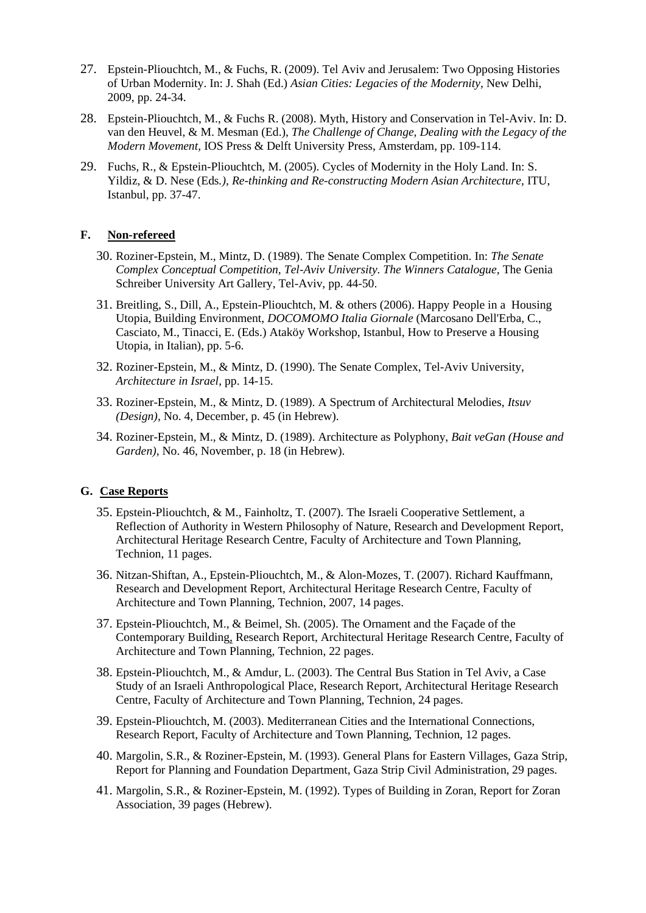27. Epstein-Pliouchtch, M., & Fuchs, R. (2009). Tel Aviv and Jerusalem: Two Opposing Histories of Urban Modernity. In: J. Shah (Ed.) *Asian Cities: Legacies of the Modernity*, New Delhi, 2009, pp. 24-34.

28. Epstein-Pliouchtch, M., & Fuchs R. (2008). Myth, History and Conservation in Tel-Aviv. In: D. van den Heuvel, & M. Mesman (Ed.), *The Challenge of Change, Dealing with the Legacy of the Modern Movement*, IOS Press & Delft University Press, Amsterdam, pp. 109-114.

29. Fuchs, R., & Epstein-Pliouchtch, M. (2005). Cycles of Modernity in the Holy Land. In: S. Yildiz, & D. Nese (Eds*.), Re-thinking and Re-constructing Modern Asian Architecture*, ITU, Istanbul, pp. 37-47.

## F. Non-refereed

30. Roziner-Epstein, M., Mintz, D. (1989). The Senate Complex Competition. In: *The Senate Complex Conceptual Competition, Tel-Aviv University. The Winners Catalogue,* The Genia Schreiber University Art Gallery, Tel-Aviv, pp. 44-50.

31. Breitling, S., Dill, A., Epstein-Pliouchtch, M. & others (2006). Happy People in a Housing Utopia, Building Environment, *DOCOMOMO Italia Giornale* (Marcosano Dell'Erba, C., Casciato, M., Tinacci, E. (Eds.) Ataköy Workshop, Istanbul, How to Preserve a Housing Utopia, in Italian), pp. 5-6.

32. Roziner-Epstein, M., & Mintz, D. (1990). The Senate Complex, Tel-Aviv University, *Architecture in Israel*, pp. 14-15.

33. Roziner-Epstein, M., & Mintz, D. (1989). A Spectrum of Architectural Melodies, *Itsuv (Design)*, No. 4, December, p. 45 (in Hebrew).

34. Roziner-Epstein, M., & Mintz, D. (1989). Architecture as Polyphony, *Bait veGan (House and Garden)*, No. 46, November, p. 18 (in Hebrew).

## G. Case Reports

35. Epstein-Pliouchtch, & M., Fainholtz, T. (2007). The Israeli Cooperative Settlement, a Reflection of Authority in Western Philosophy of Nature, Research and Development Report, Architectural Heritage Research Centre, Faculty of Architecture and Town Planning, Technion, 11 pages.

36. Nitzan-Shiftan, A., Epstein-Pliouchtch, M., & Alon-Mozes, T. (2007). Richard Kauffmann, Research and Development Report, Architectural Heritage Research Centre, Faculty of Architecture and Town Planning, Technion, 2007, 14 pages.

37. Epstein-Pliouchtch, M., & Beimel, Sh. (2005). The Ornament and the Façade of the Contemporary Building, Research Report, Architectural Heritage Research Centre, Faculty of Architecture and Town Planning, Technion, 22 pages.

38. Epstein-Pliouchtch, M., & Amdur, L. (2003). The Central Bus Station in Tel Aviv, a Case Study of an Israeli Anthropological Place, Research Report, Architectural Heritage Research Centre, Faculty of Architecture and Town Planning, Technion, 24 pages.

39. Epstein-Pliouchtch, M. (2003). Mediterranean Cities and the International Connections, Research Report, Faculty of Architecture and Town Planning, Technion, 12 pages.

40. Margolin, S.R., & Roziner-Epstein, M. (1993). General Plans for Eastern Villages, Gaza Strip, Report for Planning and Foundation Department, Gaza Strip Civil Administration, 29 pages.

41. Margolin, S.R., & Roziner-Epstein, M. (1992). Types of Building in Zoran, Report for Zoran Association, 39 pages (Hebrew).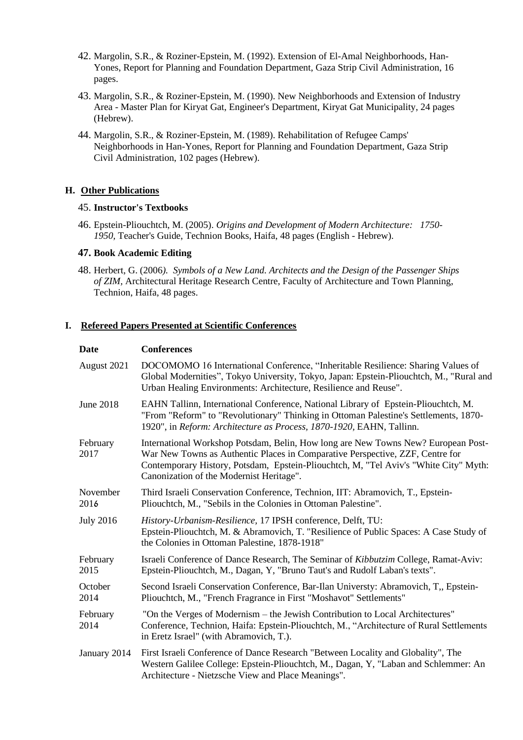42. Margolin, S.R., & Roziner-Epstein, M. (1992). Extension of El-Amal Neighborhoods, Han-Yones, Report for Planning and Foundation Department, Gaza Strip Civil Administration, 16 pages.
43. Margolin, S.R., & Roziner-Epstein, M. (1990). New Neighborhoods and Extension of Industry Area - Master Plan for Kiryat Gat, Engineer's Department, Kiryat Gat Municipality, 24 pages (Hebrew).
44. Margolin, S.R., & Roziner-Epstein, M. (1989). Rehabilitation of Refugee Camps' Neighborhoods in Han-Yones, Report for Planning and Foundation Department, Gaza Strip Civil Administration, 102 pages (Hebrew).

## H. Other Publications

45. **Instructor's Textbooks**
46. Epstein-Pliouchtch, M. (2005). *Origins and Development of Modern Architecture: 1750-1950,* Teacher's Guide, Technion Books, Haifa, 48 pages (English - Hebrew).

**47. Book Academic Editing**

48. Herbert, G. (2006*). Symbols of a New Land. Architects and the Design of the Passenger Ships of ZIM,* Architectural Heritage Research Centre, Faculty of Architecture and Town Planning, Technion, Haifa, 48 pages.

## I. Refereed Papers Presented at Scientific Conferences

| Date | Conferences |
|---|---|
| August 2021 | DOCOMOMO 16 International Conference, "Inheritable Resilience: Sharing Values of Global Modernities", Tokyo University, Tokyo, Japan: Epstein-Pliouchtch, M., "Rural and Urban Healing Environments: Architecture, Resilience and Reuse". |
| June 2018 | EAHN Tallinn, International Conference, National Library of Epstein-Pliouchtch, M. "From "Reform" to "Revolutionary" Thinking in Ottoman Palestine's Settlements, 1870-1920", in *Reform: Architecture as Process, 1870-1920,* EAHN, Tallinn. |
| February 2017 | International Workshop Potsdam, Belin, How long are New Towns New? European Post-War New Towns as Authentic Places in Comparative Perspective, ZZF, Centre for Contemporary History, Potsdam, Epstein-Pliouchtch, M, "Tel Aviv's "White City" Myth: Canonization of the Modernist Heritage". |
| November 2016 | Third Israeli Conservation Conference, Technion, IIT: Abramovich, T., Epstein-Pliouchtch, M., "Sebils in the Colonies in Ottoman Palestine". |
| July 2016 | *History-Urbanism-Resilience,* 17 IPSH conference, Delft, TU: Epstein-Pliouchtch, M. & Abramovich, T. "Resilience of Public Spaces: A Case Study of the Colonies in Ottoman Palestine, 1878-1918" |
| February 2015 | Israeli Conference of Dance Research, The Seminar of *Kibbutzim* College, Ramat-Aviv: Epstein-Pliouchtch, M., Dagan, Y, "Bruno Taut's and Rudolf Laban's texts". |
| October 2014 | Second Israeli Conservation Conference, Bar-Ilan Universty: Abramovich, T,, Epstein-Pliouchtch, M., "French Fragrance in First "Moshavot" Settlements" |
| February 2014 | "On the Verges of Modernism – the Jewish Contribution to Local Architectures" Conference, Technion, Haifa: Epstein-Pliouchtch, M., "Architecture of Rural Settlements in Eretz Israel" (with Abramovich, T.). |
| January 2014 | First Israeli Conference of Dance Research "Between Locality and Globality", The Western Galilee College: Epstein-Pliouchtch, M., Dagan, Y, "Laban and Schlemmer: An Architecture - Nietzsche View and Place Meanings". |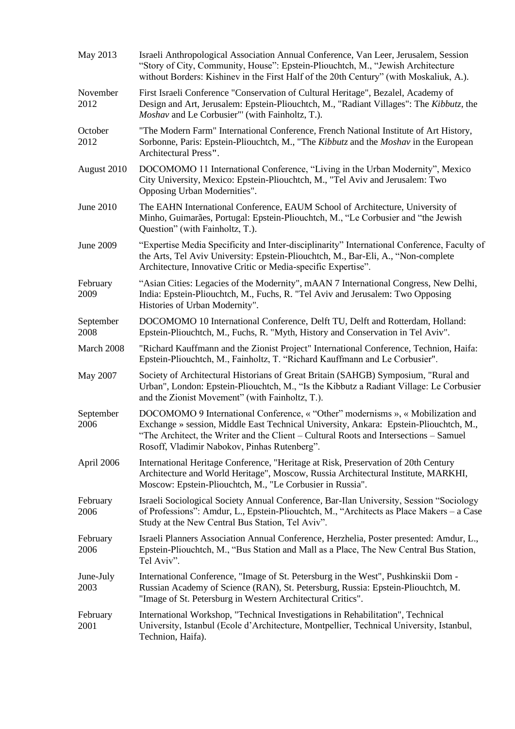| | |
|---|---|
| May 2013 | Israeli Anthropological Association Annual Conference, Van Leer, Jerusalem, Session "Story of City, Community, House": Epstein-Pliouchtch, M., "Jewish Architecture without Borders: Kishinev in the First Half of the 20th Century" (with Moskaliuk, A.). |
| November 2012 | First Israeli Conference "Conservation of Cultural Heritage", Bezalel, Academy of Design and Art, Jerusalem: Epstein-Pliouchtch, M., "Radiant Villages": The *Kibbutz*, the *Moshav* and Le Corbusier"' (with Fainholtz, T.). |
| October 2012 | "The Modern Farm" International Conference, French National Institute of Art History, Sorbonne, Paris: Epstein-Pliouchtch, M., "The *Kibbutz* and the *Moshav* in the European Architectural Press". |
| August 2010 | DOCOMOMO 11 International Conference, "Living in the Urban Modernity", Mexico City University, Mexico: Epstein-Pliouchtch, M., "Tel Aviv and Jerusalem: Two Opposing Urban Modernities". |
| June 2010 | The EAHN International Conference, EAUM School of Architecture, University of Minho, Guimarães, Portugal: Epstein-Pliouchtch, M., "Le Corbusier and "the Jewish Question" (with Fainholtz, T.). |
| June 2009 | "Expertise Media Specificity and Inter-disciplinarity" International Conference, Faculty of the Arts, Tel Aviv University: Epstein-Pliouchtch, M., Bar-Eli, A., "Non-complete Architecture, Innovative Critic or Media-specific Expertise". |
| February 2009 | "Asian Cities: Legacies of the Modernity", mAAN 7 International Congress, New Delhi, India: Epstein-Pliouchtch, M., Fuchs, R. "Tel Aviv and Jerusalem: Two Opposing Histories of Urban Modernity". |
| September 2008 | DOCOMOMO 10 International Conference, Delft TU, Delft and Rotterdam, Holland: Epstein-Pliouchtch, M., Fuchs, R. "Myth, History and Conservation in Tel Aviv". |
| March 2008 | "Richard Kauffmann and the Zionist Project" International Conference, Technion, Haifa: Epstein-Pliouchtch, M., Fainholtz, T. "Richard Kauffmann and Le Corbusier". |
| May 2007 | Society of Architectural Historians of Great Britain (SAHGB) Symposium, "Rural and Urban", London: Epstein-Pliouchtch, M., "Is the Kibbutz a Radiant Village: Le Corbusier and the Zionist Movement" (with Fainholtz, T.). |
| September 2006 | DOCOMOMO 9 International Conference, « "Other" modernisms », « Mobilization and Exchange » session, Middle East Technical University, Ankara: Epstein-Pliouchtch, M., "The Architect, the Writer and the Client – Cultural Roots and Intersections – Samuel Rosoff, Vladimir Nabokov, Pinhas Rutenberg". |
| April 2006 | International Heritage Conference, "Heritage at Risk, Preservation of 20th Century Architecture and World Heritage", Moscow, Russia Architectural Institute, MARKHI, Moscow: Epstein-Pliouchtch, M., "Le Corbusier in Russia". |
| February 2006 | Israeli Sociological Society Annual Conference, Bar-Ilan University, Session "Sociology of Professions": Amdur, L., Epstein-Pliouchtch, M., "Architects as Place Makers – a Case Study at the New Central Bus Station, Tel Aviv". |
| February 2006 | Israeli Planners Association Annual Conference, Herzhelia, Poster presented: Amdur, L., Epstein-Pliouchtch, M., "Bus Station and Mall as a Place, The New Central Bus Station, Tel Aviv". |
| June-July 2003 | International Conference, "Image of St. Petersburg in the West", Pushkinskii Dom - Russian Academy of Science (RAN), St. Petersburg, Russia: Epstein-Pliouchtch, M. "Image of St. Petersburg in Western Architectural Critics". |
| February 2001 | International Workshop, "Technical Investigations in Rehabilitation", Technical University, Istanbul (Ecole d'Architecture, Montpellier, Technical University, Istanbul, Technion, Haifa). |